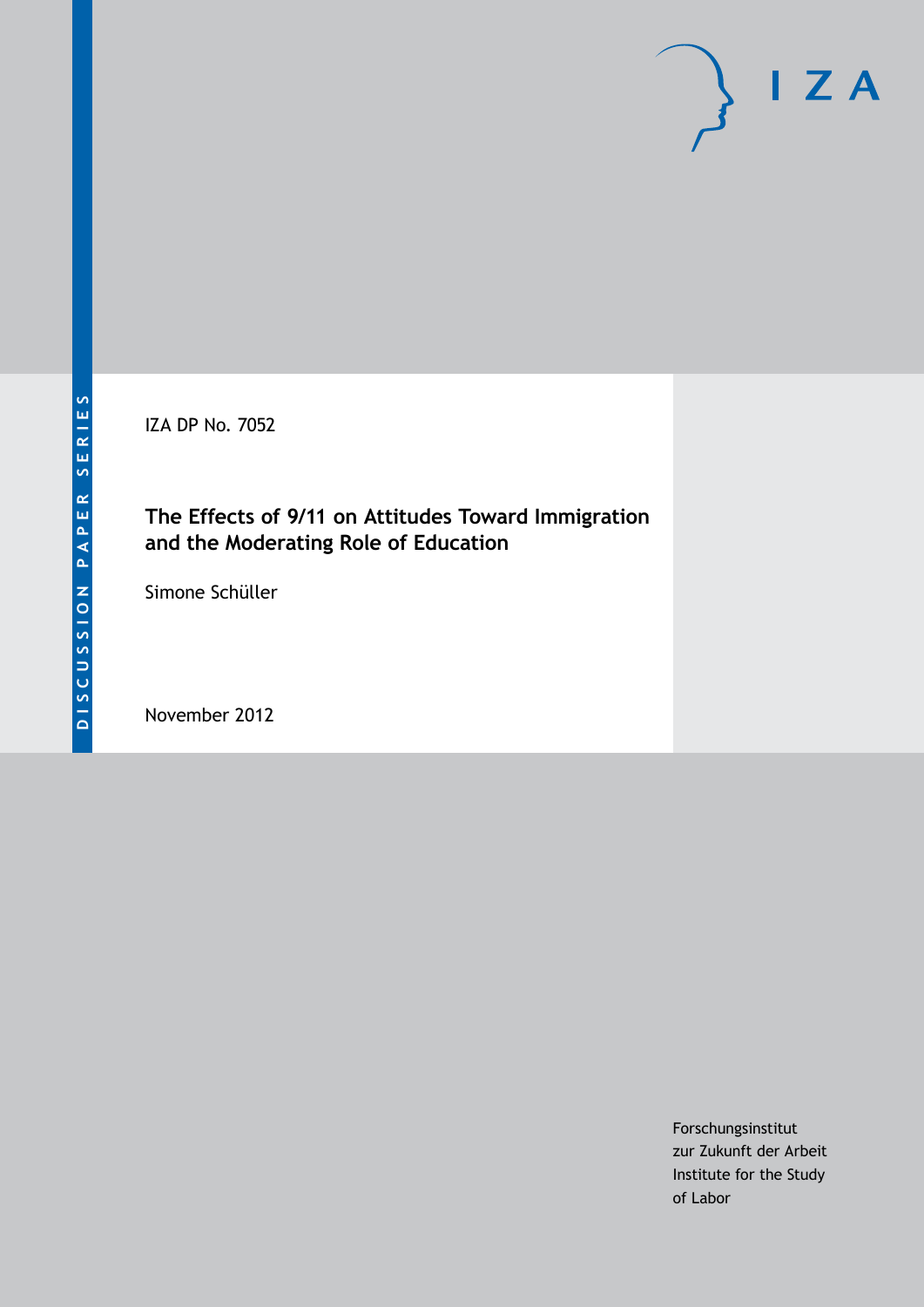DISCUSSION PAPER SERIES

IZA

IZA DP No. 7052

# The Effects of 9/11 on Attitudes Toward Immigration and the Moderating Role of Education

Simone Schüller

November 2012

Forschungsinstitut
zur Zukunft der Arbeit
Institute for the Study
of Labor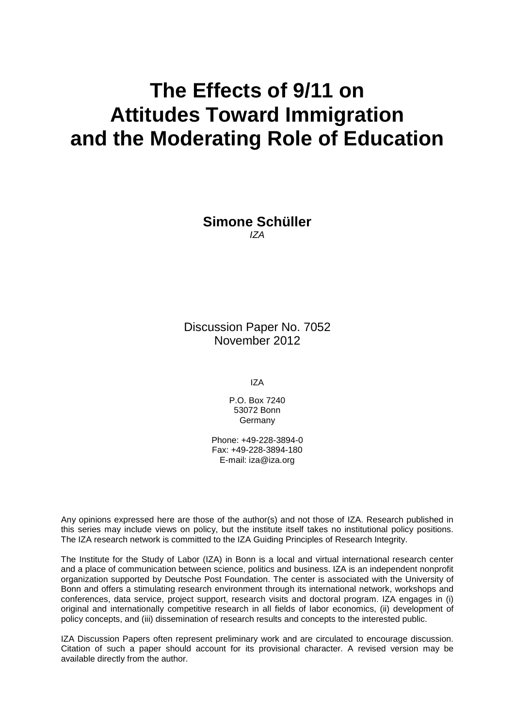# The Effects of 9/11 on Attitudes Toward Immigration and the Moderating Role of Education

**Simone Schüller**
*IZA*

Discussion Paper No. 7052
November 2012

IZA

P.O. Box 7240
53072 Bonn
Germany

Phone: +49-228-3894-0
Fax: +49-228-3894-180
E-mail: iza@iza.org

Any opinions expressed here are those of the author(s) and not those of IZA. Research published in this series may include views on policy, but the institute itself takes no institutional policy positions. The IZA research network is committed to the IZA Guiding Principles of Research Integrity.

The Institute for the Study of Labor (IZA) in Bonn is a local and virtual international research center and a place of communication between science, politics and business. IZA is an independent nonprofit organization supported by Deutsche Post Foundation. The center is associated with the University of Bonn and offers a stimulating research environment through its international network, workshops and conferences, data service, project support, research visits and doctoral program. IZA engages in (i) original and internationally competitive research in all fields of labor economics, (ii) development of policy concepts, and (iii) dissemination of research results and concepts to the interested public.

IZA Discussion Papers often represent preliminary work and are circulated to encourage discussion. Citation of such a paper should account for its provisional character. A revised version may be available directly from the author.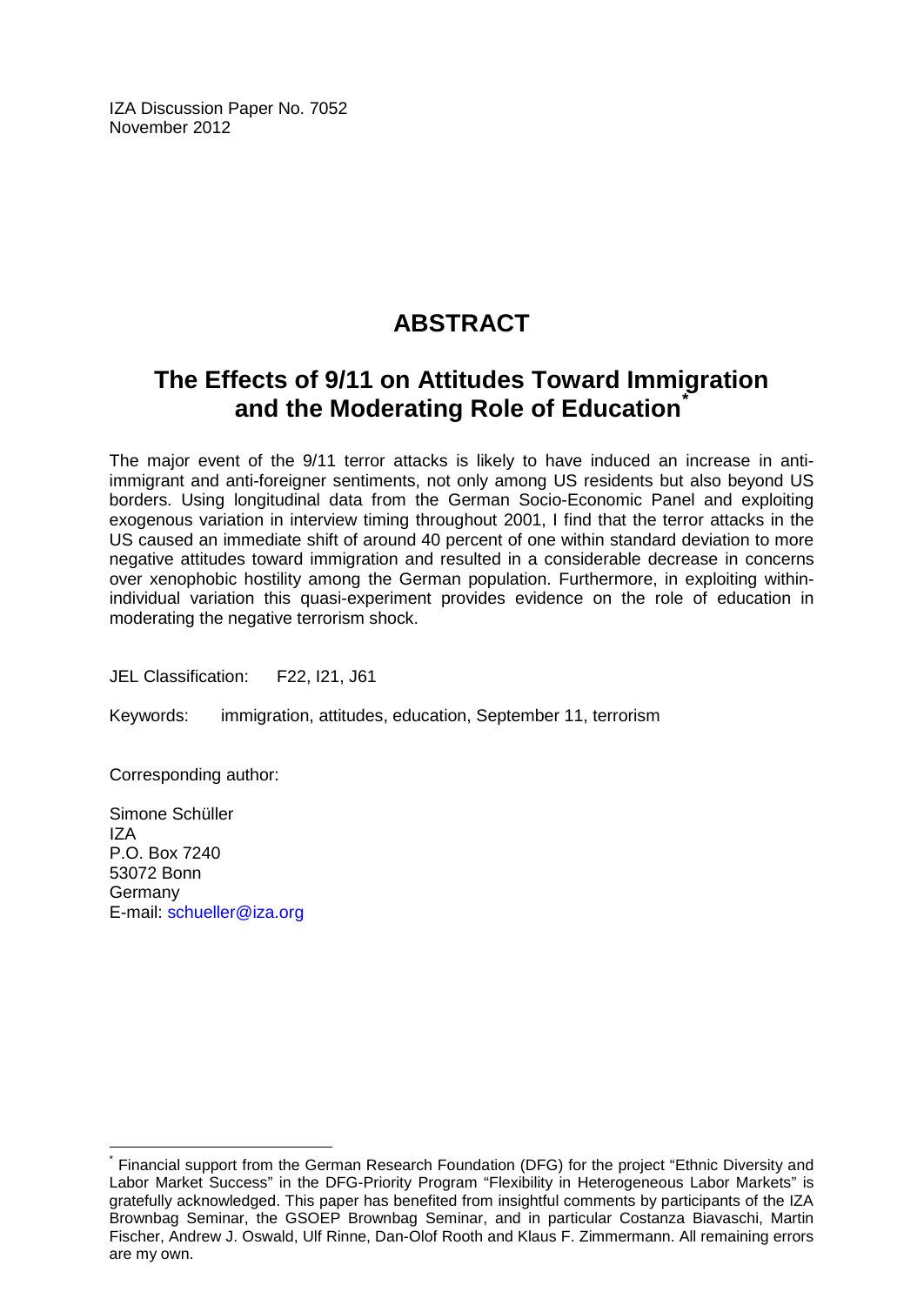IZA Discussion Paper No. 7052
November 2012

# ABSTRACT

## The Effects of 9/11 on Attitudes Toward Immigration and the Moderating Role of Education*

The major event of the 9/11 terror attacks is likely to have induced an increase in anti-immigrant and anti-foreigner sentiments, not only among US residents but also beyond US borders. Using longitudinal data from the German Socio-Economic Panel and exploiting exogenous variation in interview timing throughout 2001, I find that the terror attacks in the US caused an immediate shift of around 40 percent of one within standard deviation to more negative attitudes toward immigration and resulted in a considerable decrease in concerns over xenophobic hostility among the German population. Furthermore, in exploiting within-individual variation this quasi-experiment provides evidence on the role of education in moderating the negative terrorism shock.

JEL Classification: F22, I21, J61

Keywords: immigration, attitudes, education, September 11, terrorism

Corresponding author:

Simone Schüller
IZA
P.O. Box 7240
53072 Bonn
Germany
E-mail: schueller@iza.org

---

* Financial support from the German Research Foundation (DFG) for the project "Ethnic Diversity and Labor Market Success" in the DFG-Priority Program "Flexibility in Heterogeneous Labor Markets" is gratefully acknowledged. This paper has benefited from insightful comments by participants of the IZA Brownbag Seminar, the GSOEP Brownbag Seminar, and in particular Costanza Biavaschi, Martin Fischer, Andrew J. Oswald, Ulf Rinne, Dan-Olof Rooth and Klaus F. Zimmermann. All remaining errors are my own.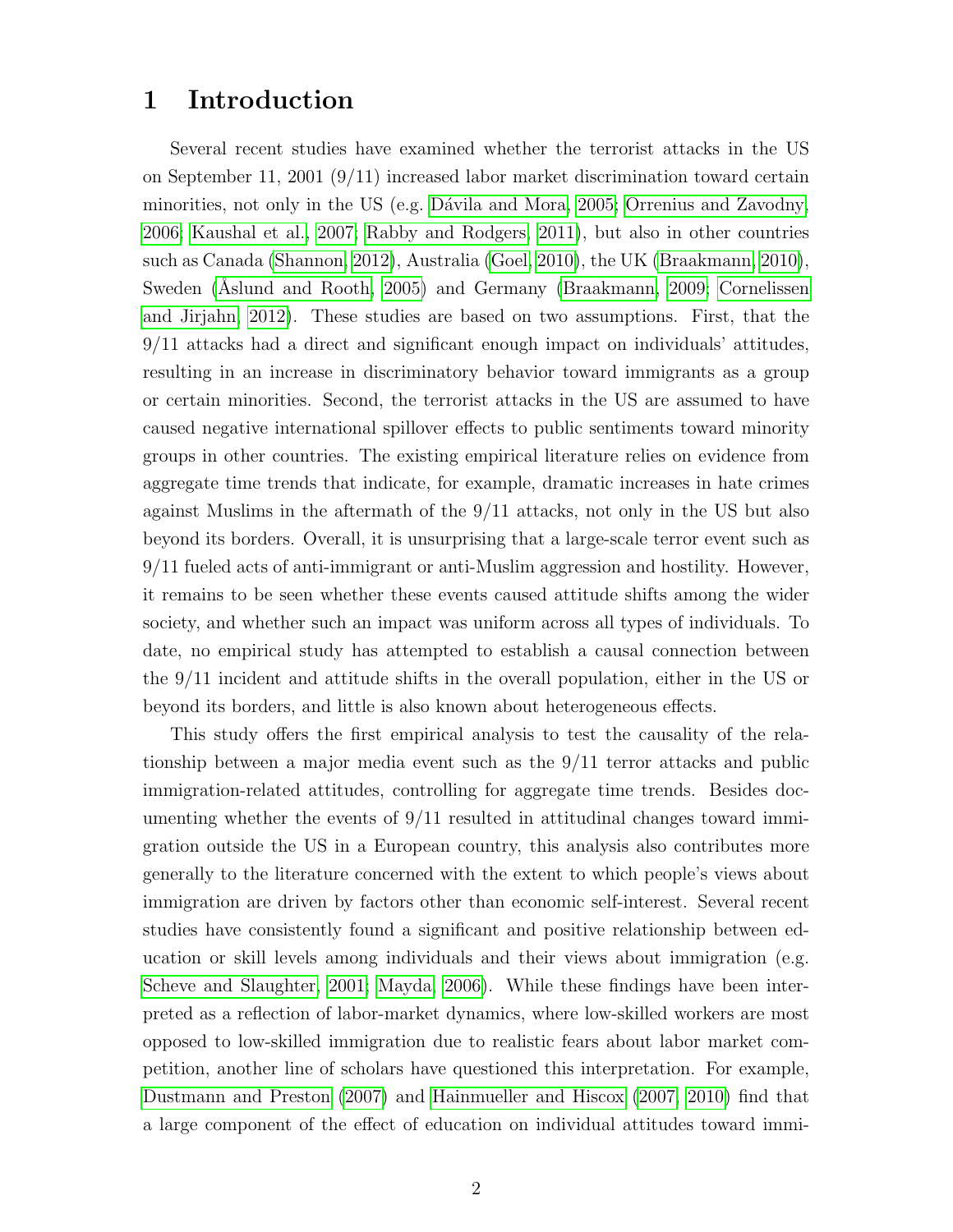# 1 Introduction

Several recent studies have examined whether the terrorist attacks in the US on September 11, 2001 (9/11) increased labor market discrimination toward certain minorities, not only in the US (e.g. Dávila and Mora, 2005; Orrenius and Zavodny, 2006; Kaushal et al., 2007; Rabby and Rodgers, 2011), but also in other countries such as Canada (Shannon, 2012), Australia (Goel, 2010), the UK (Braakmann, 2010), Sweden (Åslund and Rooth, 2005) and Germany (Braakmann, 2009; Cornelissen and Jirjahn, 2012). These studies are based on two assumptions. First, that the 9/11 attacks had a direct and significant enough impact on individuals' attitudes, resulting in an increase in discriminatory behavior toward immigrants as a group or certain minorities. Second, the terrorist attacks in the US are assumed to have caused negative international spillover effects to public sentiments toward minority groups in other countries. The existing empirical literature relies on evidence from aggregate time trends that indicate, for example, dramatic increases in hate crimes against Muslims in the aftermath of the 9/11 attacks, not only in the US but also beyond its borders. Overall, it is unsurprising that a large-scale terror event such as 9/11 fueled acts of anti-immigrant or anti-Muslim aggression and hostility. However, it remains to be seen whether these events caused attitude shifts among the wider society, and whether such an impact was uniform across all types of individuals. To date, no empirical study has attempted to establish a causal connection between the 9/11 incident and attitude shifts in the overall population, either in the US or beyond its borders, and little is also known about heterogeneous effects.

This study offers the first empirical analysis to test the causality of the relationship between a major media event such as the 9/11 terror attacks and public immigration-related attitudes, controlling for aggregate time trends. Besides documenting whether the events of 9/11 resulted in attitudinal changes toward immigration outside the US in a European country, this analysis also contributes more generally to the literature concerned with the extent to which people's views about immigration are driven by factors other than economic self-interest. Several recent studies have consistently found a significant and positive relationship between education or skill levels among individuals and their views about immigration (e.g. Scheve and Slaughter, 2001; Mayda, 2006). While these findings have been interpreted as a reflection of labor-market dynamics, where low-skilled workers are most opposed to low-skilled immigration due to realistic fears about labor market competition, another line of scholars have questioned this interpretation. For example, Dustmann and Preston (2007) and Hainmueller and Hiscox (2007, 2010) find that a large component of the effect of education on individual attitudes toward immi-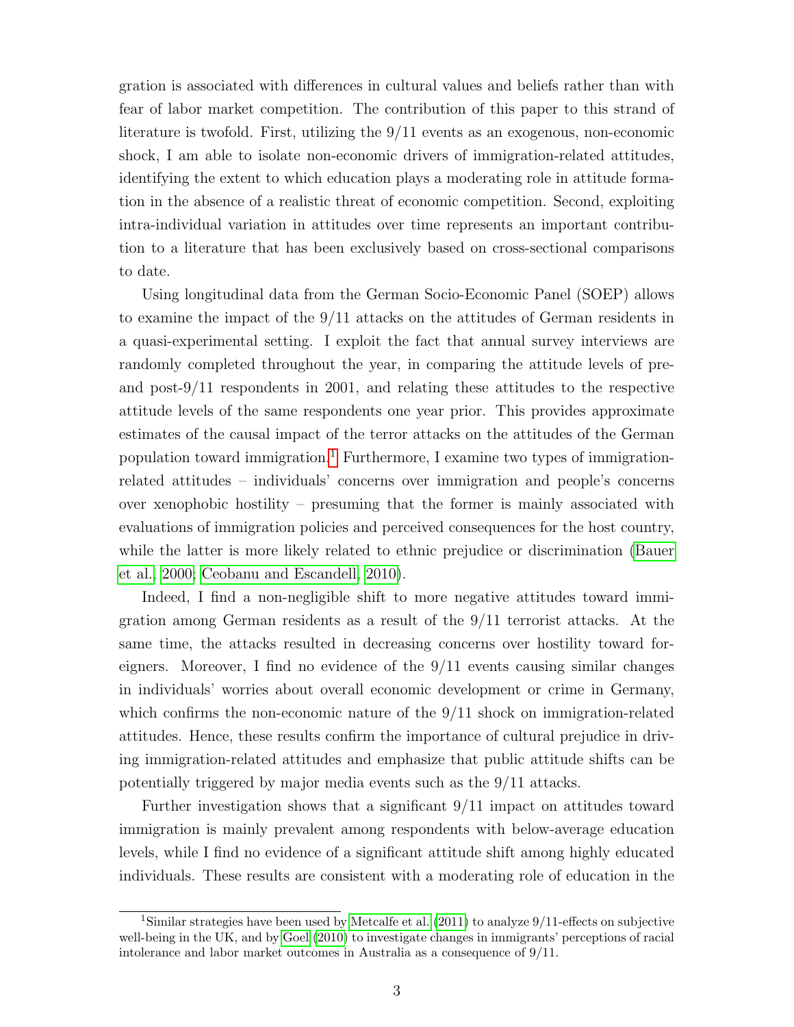gration is associated with differences in cultural values and beliefs rather than with fear of labor market competition. The contribution of this paper to this strand of literature is twofold. First, utilizing the 9/11 events as an exogenous, non-economic shock, I am able to isolate non-economic drivers of immigration-related attitudes, identifying the extent to which education plays a moderating role in attitude formation in the absence of a realistic threat of economic competition. Second, exploiting intra-individual variation in attitudes over time represents an important contribution to a literature that has been exclusively based on cross-sectional comparisons to date.

Using longitudinal data from the German Socio-Economic Panel (SOEP) allows to examine the impact of the 9/11 attacks on the attitudes of German residents in a quasi-experimental setting. I exploit the fact that annual survey interviews are randomly completed throughout the year, in comparing the attitude levels of pre- and post-9/11 respondents in 2001, and relating these attitudes to the respective attitude levels of the same respondents one year prior. This provides approximate estimates of the causal impact of the terror attacks on the attitudes of the German population toward immigration.[1] Furthermore, I examine two types of immigration-related attitudes – individuals' concerns over immigration and people's concerns over xenophobic hostility – presuming that the former is mainly associated with evaluations of immigration policies and perceived consequences for the host country, while the latter is more likely related to ethnic prejudice or discrimination (Bauer et al., 2000; Ceobanu and Escandell, 2010).

Indeed, I find a non-negligible shift to more negative attitudes toward immigration among German residents as a result of the 9/11 terrorist attacks. At the same time, the attacks resulted in decreasing concerns over hostility toward foreigners. Moreover, I find no evidence of the 9/11 events causing similar changes in individuals' worries about overall economic development or crime in Germany, which confirms the non-economic nature of the 9/11 shock on immigration-related attitudes. Hence, these results confirm the importance of cultural prejudice in driving immigration-related attitudes and emphasize that public attitude shifts can be potentially triggered by major media events such as the 9/11 attacks.

Further investigation shows that a significant 9/11 impact on attitudes toward immigration is mainly prevalent among respondents with below-average education levels, while I find no evidence of a significant attitude shift among highly educated individuals. These results are consistent with a moderating role of education in the

[1] Similar strategies have been used by Metcalfe et al. (2011) to analyze 9/11-effects on subjective well-being in the UK, and by Goel (2010) to investigate changes in immigrants' perceptions of racial intolerance and labor market outcomes in Australia as a consequence of 9/11.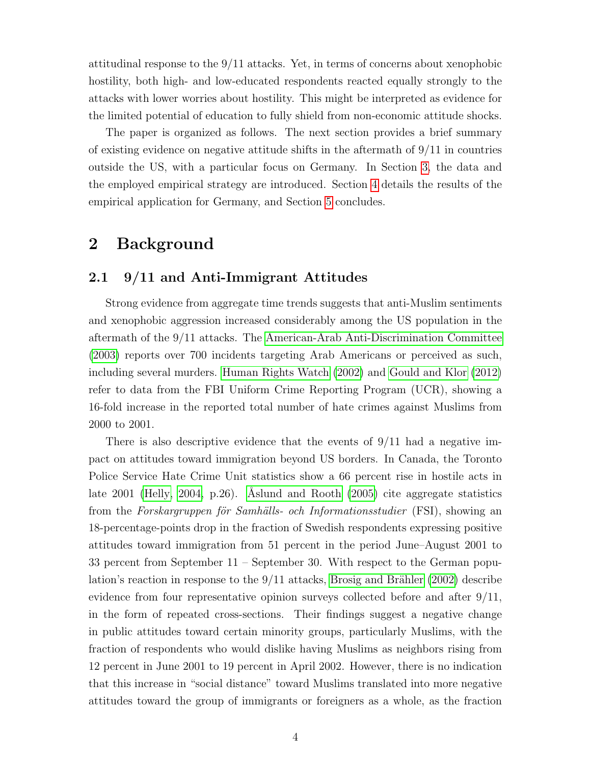attitudinal response to the 9/11 attacks. Yet, in terms of concerns about xenophobic hostility, both high- and low-educated respondents reacted equally strongly to the attacks with lower worries about hostility. This might be interpreted as evidence for the limited potential of education to fully shield from non-economic attitude shocks.

The paper is organized as follows. The next section provides a brief summary of existing evidence on negative attitude shifts in the aftermath of 9/11 in countries outside the US, with a particular focus on Germany. In Section 3, the data and the employed empirical strategy are introduced. Section 4 details the results of the empirical application for Germany, and Section 5 concludes.

# 2 Background

## 2.1 9/11 and Anti-Immigrant Attitudes

Strong evidence from aggregate time trends suggests that anti-Muslim sentiments and xenophobic aggression increased considerably among the US population in the aftermath of the 9/11 attacks. The American-Arab Anti-Discrimination Committee (2003) reports over 700 incidents targeting Arab Americans or perceived as such, including several murders. Human Rights Watch (2002) and Gould and Klor (2012) refer to data from the FBI Uniform Crime Reporting Program (UCR), showing a 16-fold increase in the reported total number of hate crimes against Muslims from 2000 to 2001.

There is also descriptive evidence that the events of 9/11 had a negative impact on attitudes toward immigration beyond US borders. In Canada, the Toronto Police Service Hate Crime Unit statistics show a 66 percent rise in hostile acts in late 2001 (Helly, 2004, p.26). Åslund and Rooth (2005) cite aggregate statistics from the *Forskargruppen för Samhälls- och Informationsstudier* (FSI), showing an 18-percentage-points drop in the fraction of Swedish respondents expressing positive attitudes toward immigration from 51 percent in the period June–August 2001 to 33 percent from September 11 – September 30. With respect to the German population's reaction in response to the 9/11 attacks, Brosig and Brähler (2002) describe evidence from four representative opinion surveys collected before and after 9/11, in the form of repeated cross-sections. Their findings suggest a negative change in public attitudes toward certain minority groups, particularly Muslims, with the fraction of respondents who would dislike having Muslims as neighbors rising from 12 percent in June 2001 to 19 percent in April 2002. However, there is no indication that this increase in "social distance" toward Muslims translated into more negative attitudes toward the group of immigrants or foreigners as a whole, as the fraction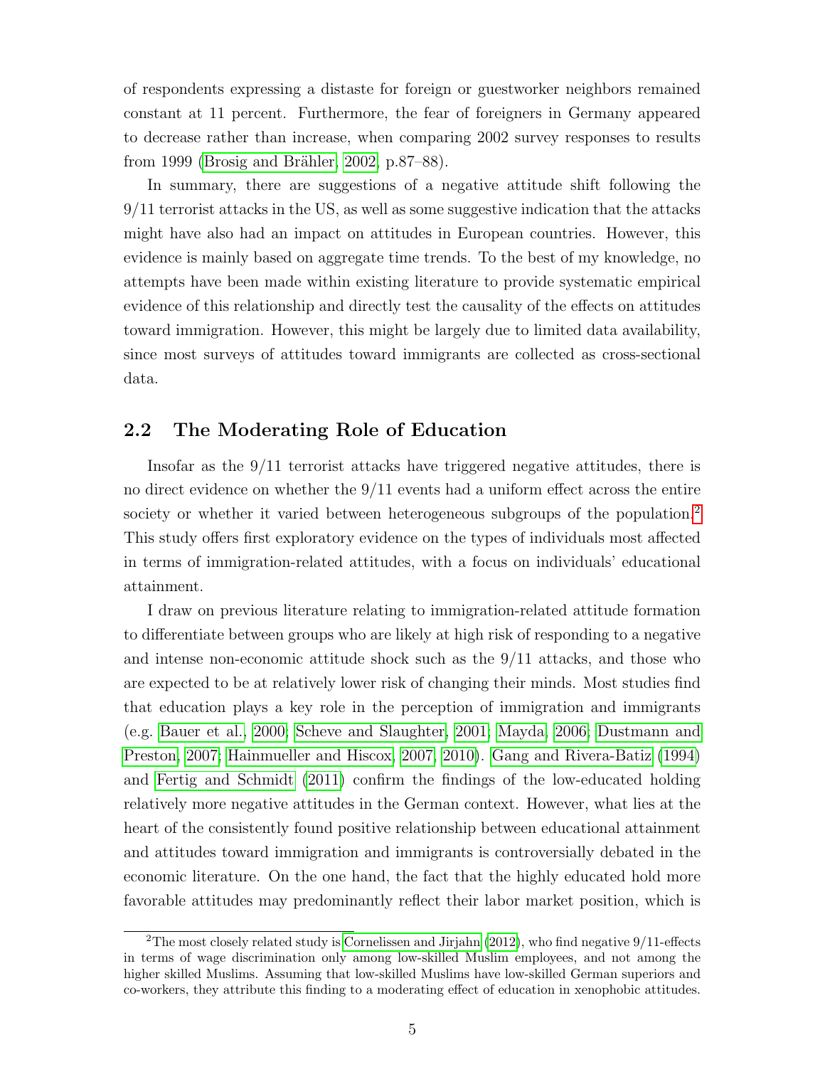of respondents expressing a distaste for foreign or guestworker neighbors remained constant at 11 percent. Furthermore, the fear of foreigners in Germany appeared to decrease rather than increase, when comparing 2002 survey responses to results from 1999 (Brosig and Brähler, 2002, p.87–88).

In summary, there are suggestions of a negative attitude shift following the 9/11 terrorist attacks in the US, as well as some suggestive indication that the attacks might have also had an impact on attitudes in European countries. However, this evidence is mainly based on aggregate time trends. To the best of my knowledge, no attempts have been made within existing literature to provide systematic empirical evidence of this relationship and directly test the causality of the effects on attitudes toward immigration. However, this might be largely due to limited data availability, since most surveys of attitudes toward immigrants are collected as cross-sectional data.

## 2.2 The Moderating Role of Education

Insofar as the 9/11 terrorist attacks have triggered negative attitudes, there is no direct evidence on whether the 9/11 events had a uniform effect across the entire society or whether it varied between heterogeneous subgroups of the population.[2] This study offers first exploratory evidence on the types of individuals most affected in terms of immigration-related attitudes, with a focus on individuals' educational attainment.

I draw on previous literature relating to immigration-related attitude formation to differentiate between groups who are likely at high risk of responding to a negative and intense non-economic attitude shock such as the 9/11 attacks, and those who are expected to be at relatively lower risk of changing their minds. Most studies find that education plays a key role in the perception of immigration and immigrants (e.g. Bauer et al., 2000; Scheve and Slaughter, 2001; Mayda, 2006; Dustmann and Preston, 2007; Hainmueller and Hiscox, 2007, 2010). Gang and Rivera-Batiz (1994) and Fertig and Schmidt (2011) confirm the findings of the low-educated holding relatively more negative attitudes in the German context. However, what lies at the heart of the consistently found positive relationship between educational attainment and attitudes toward immigration and immigrants is controversially debated in the economic literature. On the one hand, the fact that the highly educated hold more favorable attitudes may predominantly reflect their labor market position, which is

[2] The most closely related study is Cornelissen and Jirjahn (2012), who find negative 9/11-effects in terms of wage discrimination only among low-skilled Muslim employees, and not among the higher skilled Muslims. Assuming that low-skilled Muslims have low-skilled German superiors and co-workers, they attribute this finding to a moderating effect of education in xenophobic attitudes.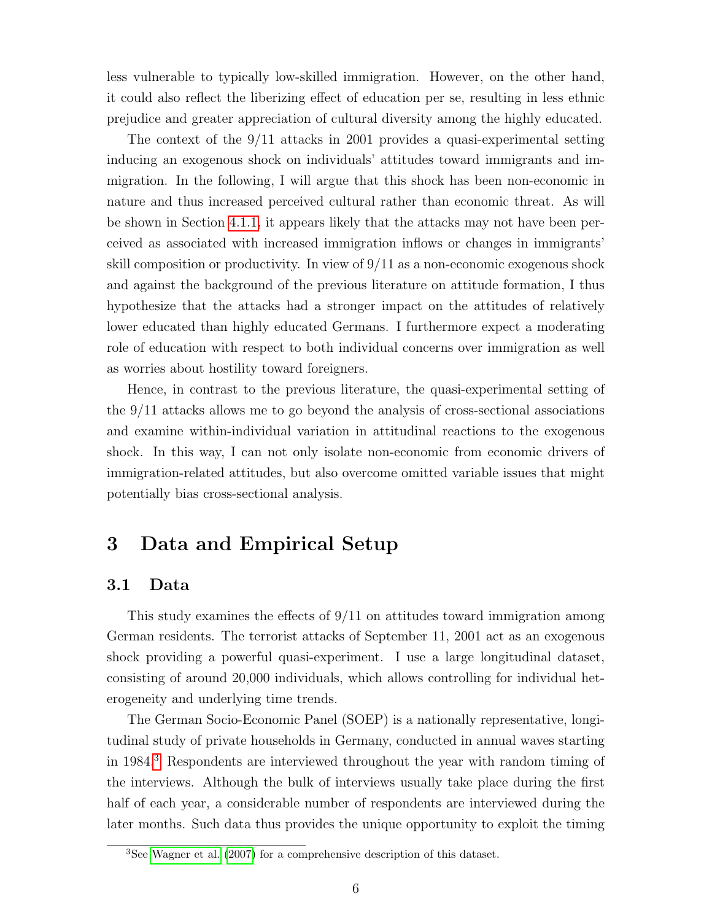less vulnerable to typically low-skilled immigration. However, on the other hand, it could also reflect the liberizing effect of education per se, resulting in less ethnic prejudice and greater appreciation of cultural diversity among the highly educated.

The context of the 9/11 attacks in 2001 provides a quasi-experimental setting inducing an exogenous shock on individuals' attitudes toward immigrants and immigration. In the following, I will argue that this shock has been non-economic in nature and thus increased perceived cultural rather than economic threat. As will be shown in Section 4.1.1, it appears likely that the attacks may not have been perceived as associated with increased immigration inflows or changes in immigrants' skill composition or productivity. In view of 9/11 as a non-economic exogenous shock and against the background of the previous literature on attitude formation, I thus hypothesize that the attacks had a stronger impact on the attitudes of relatively lower educated than highly educated Germans. I furthermore expect a moderating role of education with respect to both individual concerns over immigration as well as worries about hostility toward foreigners.

Hence, in contrast to the previous literature, the quasi-experimental setting of the 9/11 attacks allows me to go beyond the analysis of cross-sectional associations and examine within-individual variation in attitudinal reactions to the exogenous shock. In this way, I can not only isolate non-economic from economic drivers of immigration-related attitudes, but also overcome omitted variable issues that might potentially bias cross-sectional analysis.

# 3 Data and Empirical Setup

## 3.1 Data

This study examines the effects of 9/11 on attitudes toward immigration among German residents. The terrorist attacks of September 11, 2001 act as an exogenous shock providing a powerful quasi-experiment. I use a large longitudinal dataset, consisting of around 20,000 individuals, which allows controlling for individual heterogeneity and underlying time trends.

The German Socio-Economic Panel (SOEP) is a nationally representative, longitudinal study of private households in Germany, conducted in annual waves starting in 1984.[3] Respondents are interviewed throughout the year with random timing of the interviews. Although the bulk of interviews usually take place during the first half of each year, a considerable number of respondents are interviewed during the later months. Such data thus provides the unique opportunity to exploit the timing

[3] See Wagner et al. (2007) for a comprehensive description of this dataset.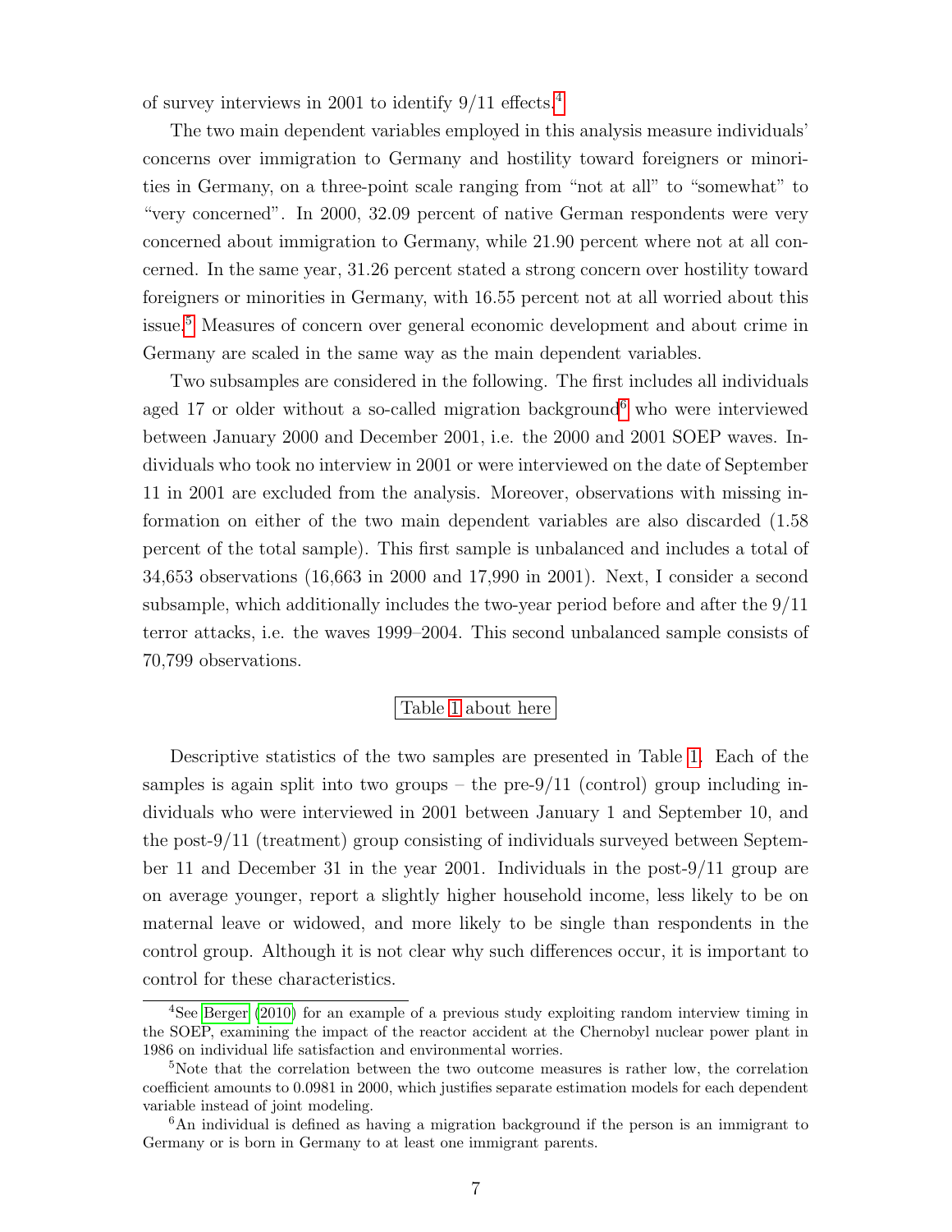of survey interviews in 2001 to identify 9/11 effects.[4]

The two main dependent variables employed in this analysis measure individuals' concerns over immigration to Germany and hostility toward foreigners or minorities in Germany, on a three-point scale ranging from "not at all" to "somewhat" to "very concerned". In 2000, 32.09 percent of native German respondents were very concerned about immigration to Germany, while 21.90 percent where not at all concerned. In the same year, 31.26 percent stated a strong concern over hostility toward foreigners or minorities in Germany, with 16.55 percent not at all worried about this issue.[5] Measures of concern over general economic development and about crime in Germany are scaled in the same way as the main dependent variables.

Two subsamples are considered in the following. The first includes all individuals aged 17 or older without a so-called migration background[6] who were interviewed between January 2000 and December 2001, i.e. the 2000 and 2001 SOEP waves. Individuals who took no interview in 2001 or were interviewed on the date of September 11 in 2001 are excluded from the analysis. Moreover, observations with missing information on either of the two main dependent variables are also discarded (1.58 percent of the total sample). This first sample is unbalanced and includes a total of 34,653 observations (16,663 in 2000 and 17,990 in 2001). Next, I consider a second subsample, which additionally includes the two-year period before and after the 9/11 terror attacks, i.e. the waves 1999–2004. This second unbalanced sample consists of 70,799 observations.

Table 1 about here

Descriptive statistics of the two samples are presented in Table 1. Each of the samples is again split into two groups – the pre-9/11 (control) group including individuals who were interviewed in 2001 between January 1 and September 10, and the post-9/11 (treatment) group consisting of individuals surveyed between September 11 and December 31 in the year 2001. Individuals in the post-9/11 group are on average younger, report a slightly higher household income, less likely to be on maternal leave or widowed, and more likely to be single than respondents in the control group. Although it is not clear why such differences occur, it is important to control for these characteristics.

[4] See Berger (2010) for an example of a previous study exploiting random interview timing in the SOEP, examining the impact of the reactor accident at the Chernobyl nuclear power plant in 1986 on individual life satisfaction and environmental worries.

[5] Note that the correlation between the two outcome measures is rather low, the correlation coefficient amounts to 0.0981 in 2000, which justifies separate estimation models for each dependent variable instead of joint modeling.

[6] An individual is defined as having a migration background if the person is an immigrant to Germany or is born in Germany to at least one immigrant parents.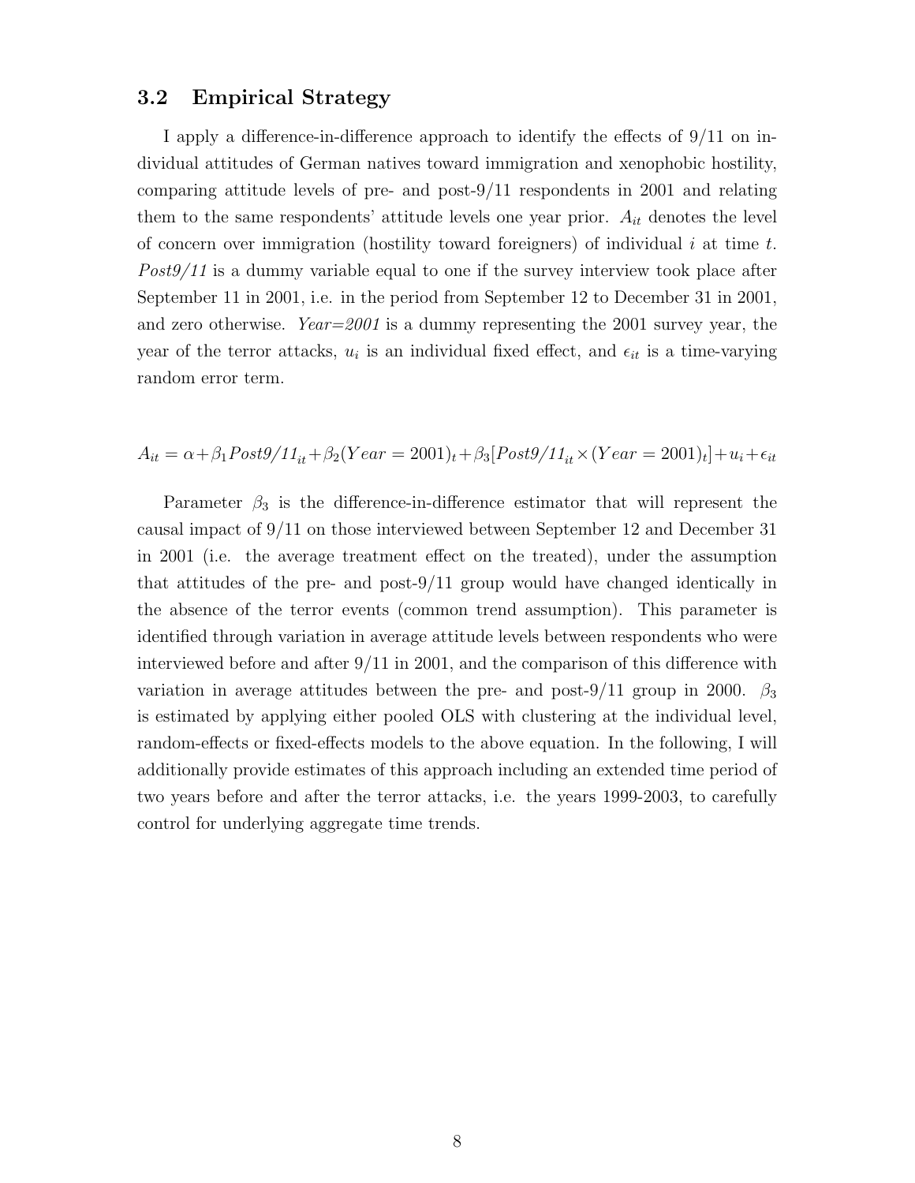## 3.2 Empirical Strategy

I apply a difference-in-difference approach to identify the effects of 9/11 on individual attitudes of German natives toward immigration and xenophobic hostility, comparing attitude levels of pre- and post-9/11 respondents in 2001 and relating them to the same respondents' attitude levels one year prior. $A_{it}$ denotes the level of concern over immigration (hostility toward foreigners) of individual $i$ at time $t$. *Post9/11* is a dummy variable equal to one if the survey interview took place after September 11 in 2001, i.e. in the period from September 12 to December 31 in 2001, and zero otherwise. *Year=2001* is a dummy representing the 2001 survey year, the year of the terror attacks, $u_i$ is an individual fixed effect, and $\epsilon_{it}$ is a time-varying random error term.

$$A_{it} = \alpha + \beta_1 \mathit{Post9/11}_{it} + \beta_2 (Year = 2001)_t + \beta_3 [\mathit{Post9/11}_{it} \times (Year = 2001)_t] + u_i + \epsilon_{it}$$

Parameter $\beta_3$ is the difference-in-difference estimator that will represent the causal impact of 9/11 on those interviewed between September 12 and December 31 in 2001 (i.e. the average treatment effect on the treated), under the assumption that attitudes of the pre- and post-9/11 group would have changed identically in the absence of the terror events (common trend assumption). This parameter is identified through variation in average attitude levels between respondents who were interviewed before and after 9/11 in 2001, and the comparison of this difference with variation in average attitudes between the pre- and post-9/11 group in 2000. $\beta_3$ is estimated by applying either pooled OLS with clustering at the individual level, random-effects or fixed-effects models to the above equation. In the following, I will additionally provide estimates of this approach including an extended time period of two years before and after the terror attacks, i.e. the years 1999-2003, to carefully control for underlying aggregate time trends.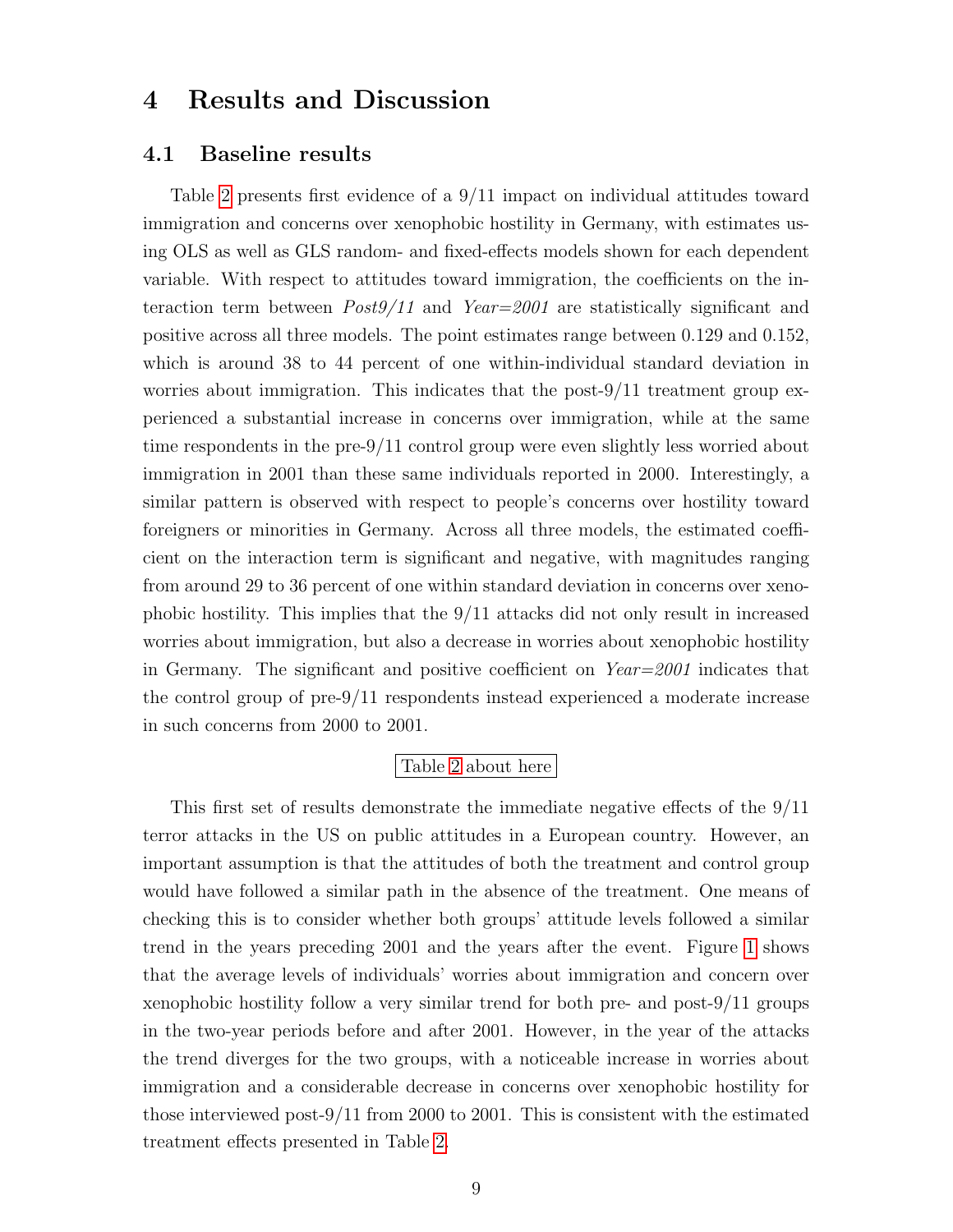# 4 Results and Discussion

## 4.1 Baseline results

Table 2 presents first evidence of a 9/11 impact on individual attitudes toward immigration and concerns over xenophobic hostility in Germany, with estimates using OLS as well as GLS random- and fixed-effects models shown for each dependent variable. With respect to attitudes toward immigration, the coefficients on the interaction term between *Post9/11* and *Year=2001* are statistically significant and positive across all three models. The point estimates range between 0.129 and 0.152, which is around 38 to 44 percent of one within-individual standard deviation in worries about immigration. This indicates that the post-9/11 treatment group experienced a substantial increase in concerns over immigration, while at the same time respondents in the pre-9/11 control group were even slightly less worried about immigration in 2001 than these same individuals reported in 2000. Interestingly, a similar pattern is observed with respect to people's concerns over hostility toward foreigners or minorities in Germany. Across all three models, the estimated coefficient on the interaction term is significant and negative, with magnitudes ranging from around 29 to 36 percent of one within standard deviation in concerns over xenophobic hostility. This implies that the 9/11 attacks did not only result in increased worries about immigration, but also a decrease in worries about xenophobic hostility in Germany. The significant and positive coefficient on *Year=2001* indicates that the control group of pre-9/11 respondents instead experienced a moderate increase in such concerns from 2000 to 2001.

Table 2 about here

This first set of results demonstrate the immediate negative effects of the 9/11 terror attacks in the US on public attitudes in a European country. However, an important assumption is that the attitudes of both the treatment and control group would have followed a similar path in the absence of the treatment. One means of checking this is to consider whether both groups' attitude levels followed a similar trend in the years preceding 2001 and the years after the event. Figure 1 shows that the average levels of individuals' worries about immigration and concern over xenophobic hostility follow a very similar trend for both pre- and post-9/11 groups in the two-year periods before and after 2001. However, in the year of the attacks the trend diverges for the two groups, with a noticeable increase in worries about immigration and a considerable decrease in concerns over xenophobic hostility for those interviewed post-9/11 from 2000 to 2001. This is consistent with the estimated treatment effects presented in Table 2.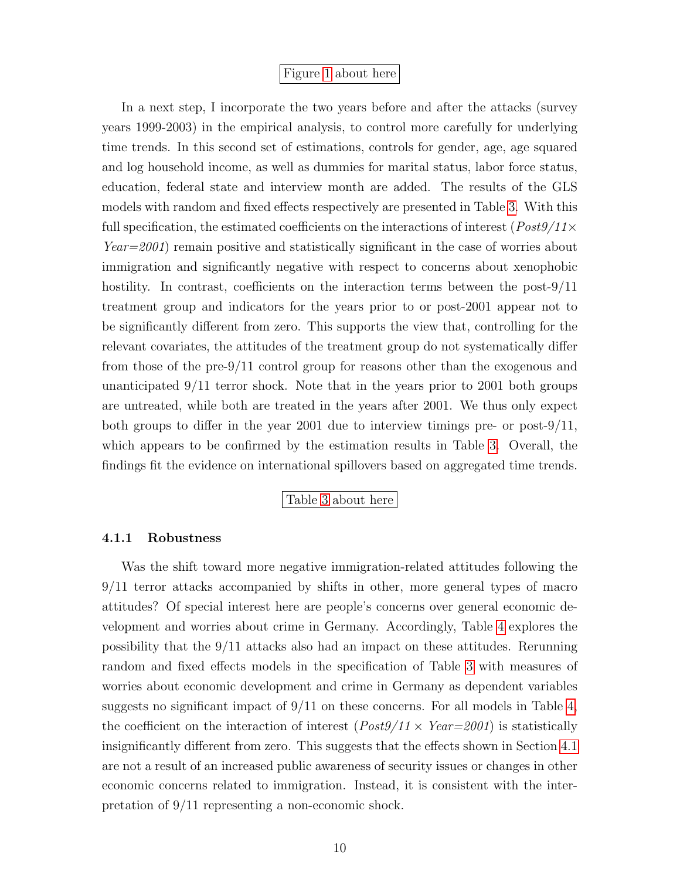Figure 1 about here

In a next step, I incorporate the two years before and after the attacks (survey years 1999-2003) in the empirical analysis, to control more carefully for underlying time trends. In this second set of estimations, controls for gender, age, age squared and log household income, as well as dummies for marital status, labor force status, education, federal state and interview month are added. The results of the GLS models with random and fixed effects respectively are presented in Table 3. With this full specification, the estimated coefficients on the interactions of interest (*Post9/11*$\times$ *Year=2001*) remain positive and statistically significant in the case of worries about immigration and significantly negative with respect to concerns about xenophobic hostility. In contrast, coefficients on the interaction terms between the post-9/11 treatment group and indicators for the years prior to or post-2001 appear not to be significantly different from zero. This supports the view that, controlling for the relevant covariates, the attitudes of the treatment group do not systematically differ from those of the pre-9/11 control group for reasons other than the exogenous and unanticipated 9/11 terror shock. Note that in the years prior to 2001 both groups are untreated, while both are treated in the years after 2001. We thus only expect both groups to differ in the year 2001 due to interview timings pre- or post-9/11, which appears to be confirmed by the estimation results in Table 3. Overall, the findings fit the evidence on international spillovers based on aggregated time trends.

Table 3 about here

### 4.1.1 Robustness

Was the shift toward more negative immigration-related attitudes following the 9/11 terror attacks accompanied by shifts in other, more general types of macro attitudes? Of special interest here are people's concerns over general economic development and worries about crime in Germany. Accordingly, Table 4 explores the possibility that the 9/11 attacks also had an impact on these attitudes. Rerunning random and fixed effects models in the specification of Table 3 with measures of worries about economic development and crime in Germany as dependent variables suggests no significant impact of 9/11 on these concerns. For all models in Table 4, the coefficient on the interaction of interest (*Post9/11* $\times$ *Year=2001*) is statistically insignificantly different from zero. This suggests that the effects shown in Section 4.1 are not a result of an increased public awareness of security issues or changes in other economic concerns related to immigration. Instead, it is consistent with the interpretation of 9/11 representing a non-economic shock.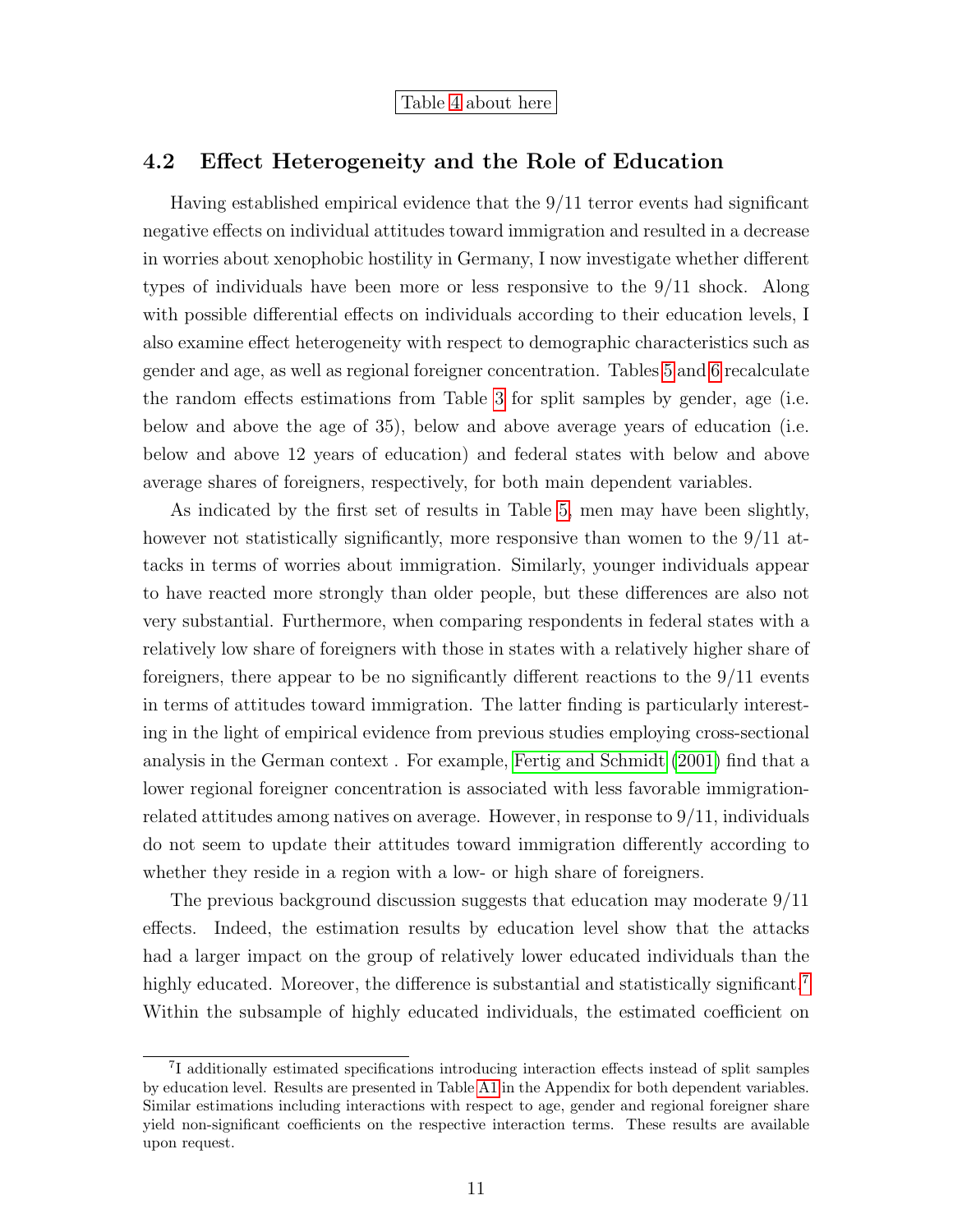Table 4 about here

## 4.2 Effect Heterogeneity and the Role of Education

Having established empirical evidence that the 9/11 terror events had significant negative effects on individual attitudes toward immigration and resulted in a decrease in worries about xenophobic hostility in Germany, I now investigate whether different types of individuals have been more or less responsive to the 9/11 shock. Along with possible differential effects on individuals according to their education levels, I also examine effect heterogeneity with respect to demographic characteristics such as gender and age, as well as regional foreigner concentration. Tables 5 and 6 recalculate the random effects estimations from Table 3 for split samples by gender, age (i.e. below and above the age of 35), below and above average years of education (i.e. below and above 12 years of education) and federal states with below and above average shares of foreigners, respectively, for both main dependent variables.

As indicated by the first set of results in Table 5, men may have been slightly, however not statistically significantly, more responsive than women to the 9/11 attacks in terms of worries about immigration. Similarly, younger individuals appear to have reacted more strongly than older people, but these differences are also not very substantial. Furthermore, when comparing respondents in federal states with a relatively low share of foreigners with those in states with a relatively higher share of foreigners, there appear to be no significantly different reactions to the 9/11 events in terms of attitudes toward immigration. The latter finding is particularly interesting in the light of empirical evidence from previous studies employing cross-sectional analysis in the German context . For example, Fertig and Schmidt (2001) find that a lower regional foreigner concentration is associated with less favorable immigration-related attitudes among natives on average. However, in response to 9/11, individuals do not seem to update their attitudes toward immigration differently according to whether they reside in a region with a low- or high share of foreigners.

The previous background discussion suggests that education may moderate 9/11 effects. Indeed, the estimation results by education level show that the attacks had a larger impact on the group of relatively lower educated individuals than the highly educated. Moreover, the difference is substantial and statistically significant.[7] Within the subsample of highly educated individuals, the estimated coefficient on

[7] I additionally estimated specifications introducing interaction effects instead of split samples by education level. Results are presented in Table A1 in the Appendix for both dependent variables. Similar estimations including interactions with respect to age, gender and regional foreigner share yield non-significant coefficients on the respective interaction terms. These results are available upon request.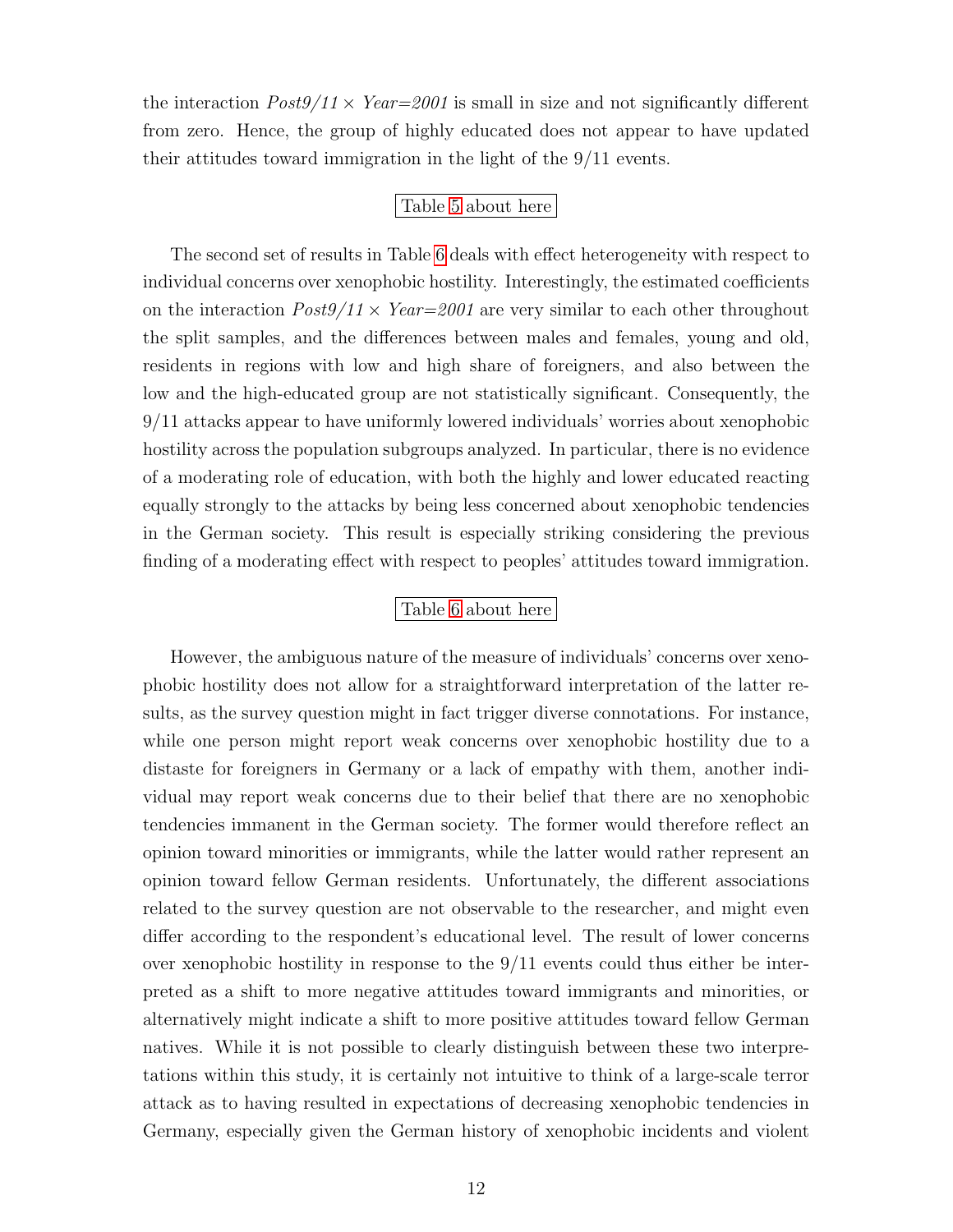the interaction *Post9/11 × Year=2001* is small in size and not significantly different from zero. Hence, the group of highly educated does not appear to have updated their attitudes toward immigration in the light of the 9/11 events.

Table 5 about here

The second set of results in Table 6 deals with effect heterogeneity with respect to individual concerns over xenophobic hostility. Interestingly, the estimated coefficients on the interaction *Post9/11 × Year=2001* are very similar to each other throughout the split samples, and the differences between males and females, young and old, residents in regions with low and high share of foreigners, and also between the low and the high-educated group are not statistically significant. Consequently, the 9/11 attacks appear to have uniformly lowered individuals' worries about xenophobic hostility across the population subgroups analyzed. In particular, there is no evidence of a moderating role of education, with both the highly and lower educated reacting equally strongly to the attacks by being less concerned about xenophobic tendencies in the German society. This result is especially striking considering the previous finding of a moderating effect with respect to peoples' attitudes toward immigration.

Table 6 about here

However, the ambiguous nature of the measure of individuals' concerns over xenophobic hostility does not allow for a straightforward interpretation of the latter results, as the survey question might in fact trigger diverse connotations. For instance, while one person might report weak concerns over xenophobic hostility due to a distaste for foreigners in Germany or a lack of empathy with them, another individual may report weak concerns due to their belief that there are no xenophobic tendencies immanent in the German society. The former would therefore reflect an opinion toward minorities or immigrants, while the latter would rather represent an opinion toward fellow German residents. Unfortunately, the different associations related to the survey question are not observable to the researcher, and might even differ according to the respondent's educational level. The result of lower concerns over xenophobic hostility in response to the 9/11 events could thus either be interpreted as a shift to more negative attitudes toward immigrants and minorities, or alternatively might indicate a shift to more positive attitudes toward fellow German natives. While it is not possible to clearly distinguish between these two interpretations within this study, it is certainly not intuitive to think of a large-scale terror attack as to having resulted in expectations of decreasing xenophobic tendencies in Germany, especially given the German history of xenophobic incidents and violent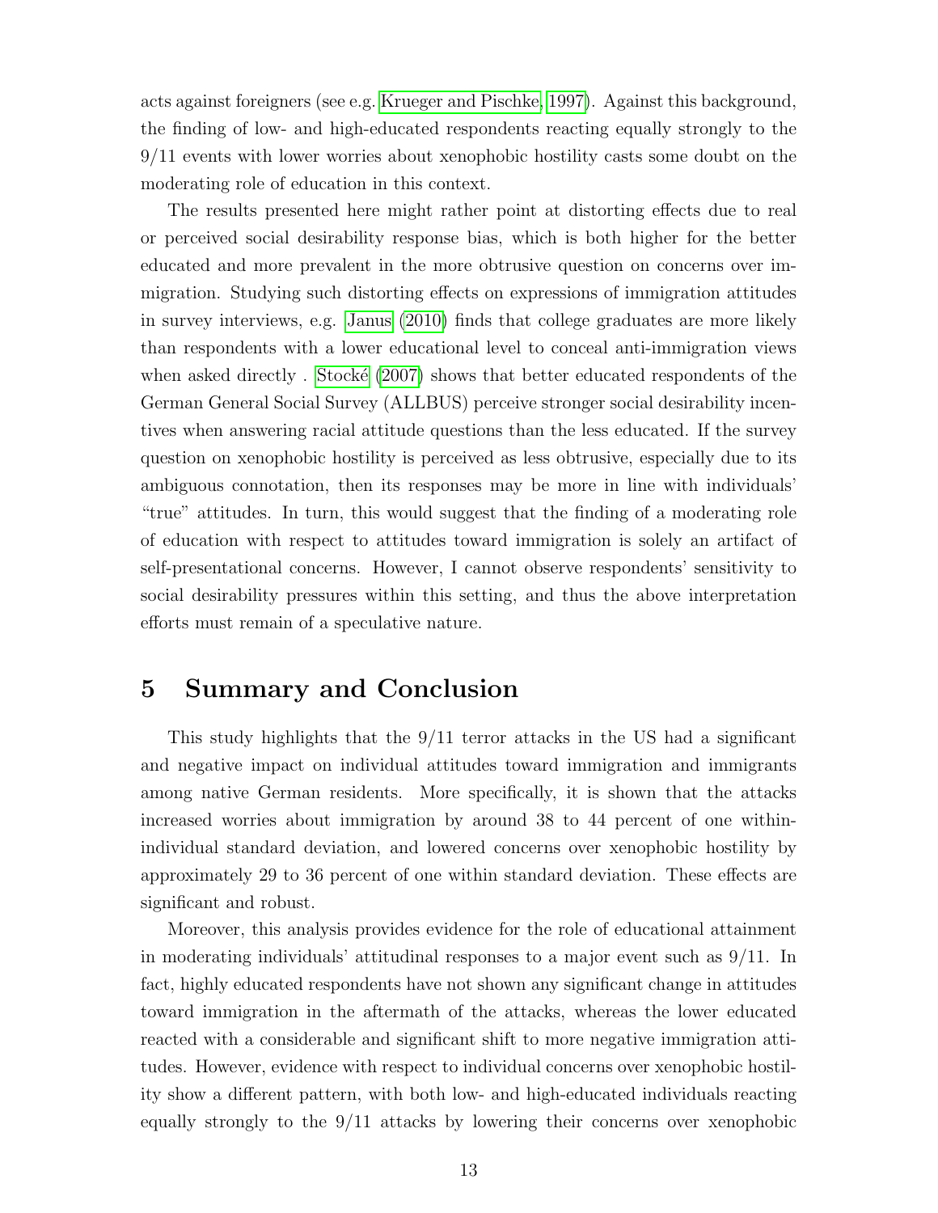acts against foreigners (see e.g. Krueger and Pischke, 1997). Against this background, the finding of low- and high-educated respondents reacting equally strongly to the 9/11 events with lower worries about xenophobic hostility casts some doubt on the moderating role of education in this context.

The results presented here might rather point at distorting effects due to real or perceived social desirability response bias, which is both higher for the better educated and more prevalent in the more obtrusive question on concerns over immigration. Studying such distorting effects on expressions of immigration attitudes in survey interviews, e.g. Janus (2010) finds that college graduates are more likely than respondents with a lower educational level to conceal anti-immigration views when asked directly . Stocké (2007) shows that better educated respondents of the German General Social Survey (ALLBUS) perceive stronger social desirability incentives when answering racial attitude questions than the less educated. If the survey question on xenophobic hostility is perceived as less obtrusive, especially due to its ambiguous connotation, then its responses may be more in line with individuals' "true" attitudes. In turn, this would suggest that the finding of a moderating role of education with respect to attitudes toward immigration is solely an artifact of self-presentational concerns. However, I cannot observe respondents' sensitivity to social desirability pressures within this setting, and thus the above interpretation efforts must remain of a speculative nature.

# 5 Summary and Conclusion

This study highlights that the 9/11 terror attacks in the US had a significant and negative impact on individual attitudes toward immigration and immigrants among native German residents. More specifically, it is shown that the attacks increased worries about immigration by around 38 to 44 percent of one within-individual standard deviation, and lowered concerns over xenophobic hostility by approximately 29 to 36 percent of one within standard deviation. These effects are significant and robust.

Moreover, this analysis provides evidence for the role of educational attainment in moderating individuals' attitudinal responses to a major event such as 9/11. In fact, highly educated respondents have not shown any significant change in attitudes toward immigration in the aftermath of the attacks, whereas the lower educated reacted with a considerable and significant shift to more negative immigration attitudes. However, evidence with respect to individual concerns over xenophobic hostility show a different pattern, with both low- and high-educated individuals reacting equally strongly to the 9/11 attacks by lowering their concerns over xenophobic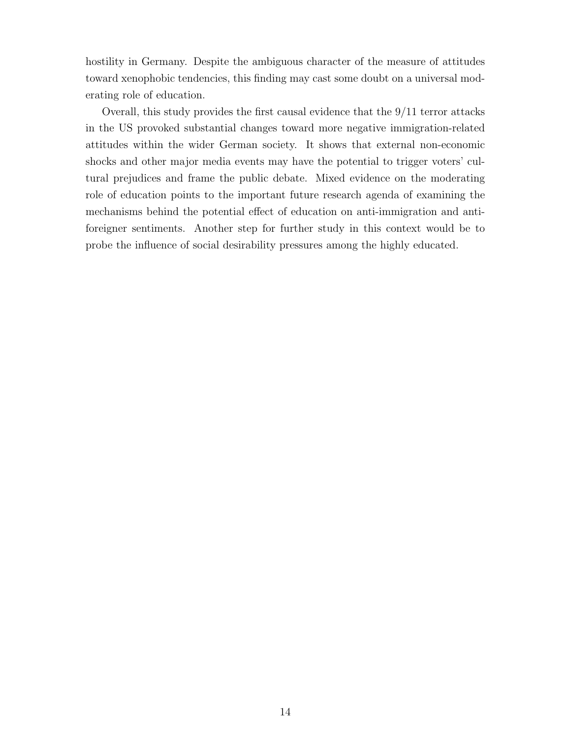hostility in Germany. Despite the ambiguous character of the measure of attitudes toward xenophobic tendencies, this finding may cast some doubt on a universal moderating role of education.

Overall, this study provides the first causal evidence that the 9/11 terror attacks in the US provoked substantial changes toward more negative immigration-related attitudes within the wider German society. It shows that external non-economic shocks and other major media events may have the potential to trigger voters' cultural prejudices and frame the public debate. Mixed evidence on the moderating role of education points to the important future research agenda of examining the mechanisms behind the potential effect of education on anti-immigration and anti-foreigner sentiments. Another step for further study in this context would be to probe the influence of social desirability pressures among the highly educated.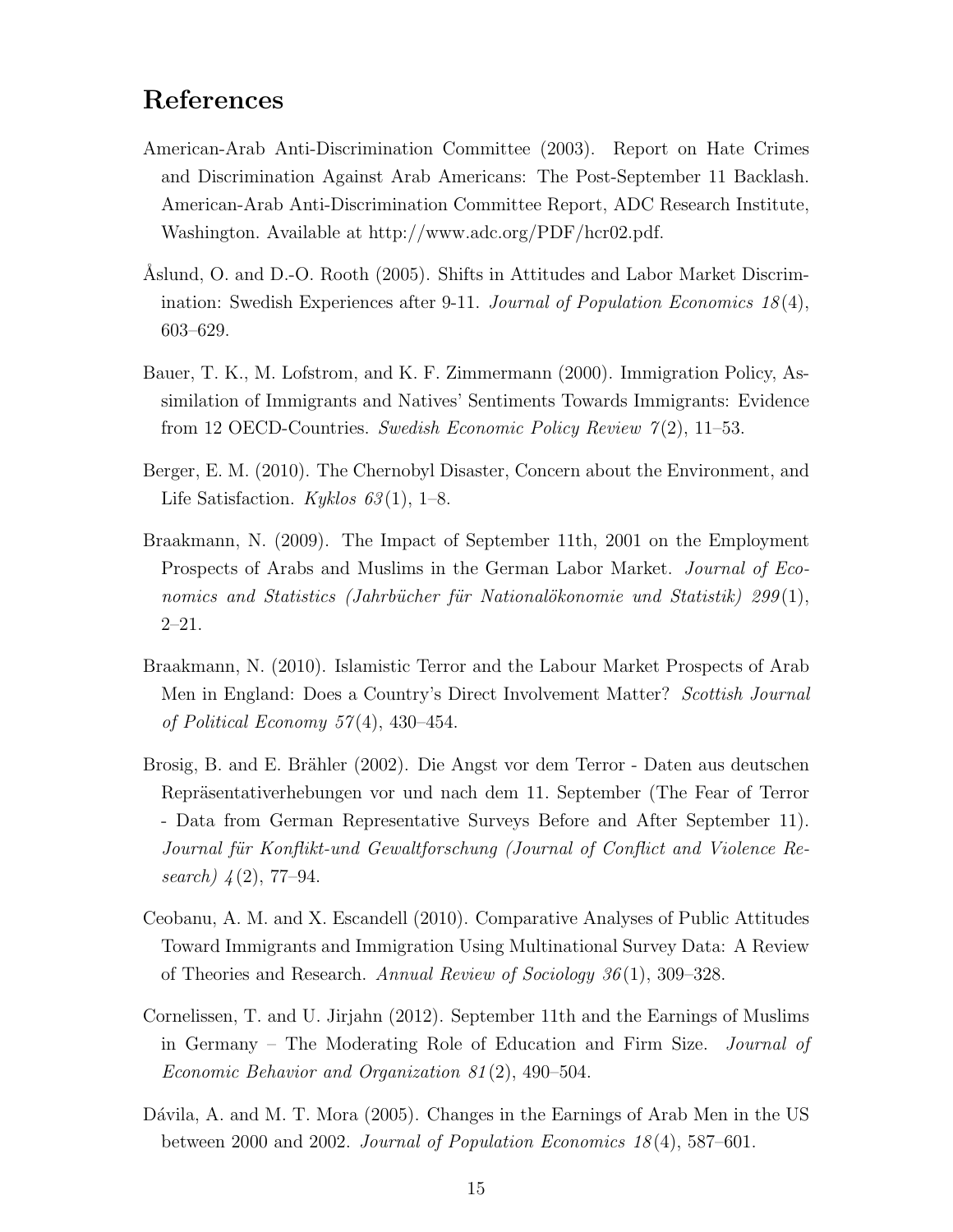## References

American-Arab Anti-Discrimination Committee (2003). Report on Hate Crimes and Discrimination Against Arab Americans: The Post-September 11 Backlash. American-Arab Anti-Discrimination Committee Report, ADC Research Institute, Washington. Available at http://www.adc.org/PDF/hcr02.pdf.

Åslund, O. and D.-O. Rooth (2005). Shifts in Attitudes and Labor Market Discrimination: Swedish Experiences after 9-11. *Journal of Population Economics 18*(4), 603–629.

Bauer, T. K., M. Lofstrom, and K. F. Zimmermann (2000). Immigration Policy, Assimilation of Immigrants and Natives' Sentiments Towards Immigrants: Evidence from 12 OECD-Countries. *Swedish Economic Policy Review 7*(2), 11–53.

Berger, E. M. (2010). The Chernobyl Disaster, Concern about the Environment, and Life Satisfaction. *Kyklos 63*(1), 1–8.

Braakmann, N. (2009). The Impact of September 11th, 2001 on the Employment Prospects of Arabs and Muslims in the German Labor Market. *Journal of Economics and Statistics (Jahrbücher für Nationalökonomie und Statistik) 299*(1), 2–21.

Braakmann, N. (2010). Islamistic Terror and the Labour Market Prospects of Arab Men in England: Does a Country's Direct Involvement Matter? *Scottish Journal of Political Economy 57*(4), 430–454.

Brosig, B. and E. Brähler (2002). Die Angst vor dem Terror - Daten aus deutschen Repräsentativerhebungen vor und nach dem 11. September (The Fear of Terror - Data from German Representative Surveys Before and After September 11). *Journal für Konflikt-und Gewaltforschung (Journal of Conflict and Violence Research) 4*(2), 77–94.

Ceobanu, A. M. and X. Escandell (2010). Comparative Analyses of Public Attitudes Toward Immigrants and Immigration Using Multinational Survey Data: A Review of Theories and Research. *Annual Review of Sociology 36*(1), 309–328.

Cornelissen, T. and U. Jirjahn (2012). September 11th and the Earnings of Muslims in Germany – The Moderating Role of Education and Firm Size. *Journal of Economic Behavior and Organization 81*(2), 490–504.

Dávila, A. and M. T. Mora (2005). Changes in the Earnings of Arab Men in the US between 2000 and 2002. *Journal of Population Economics 18*(4), 587–601.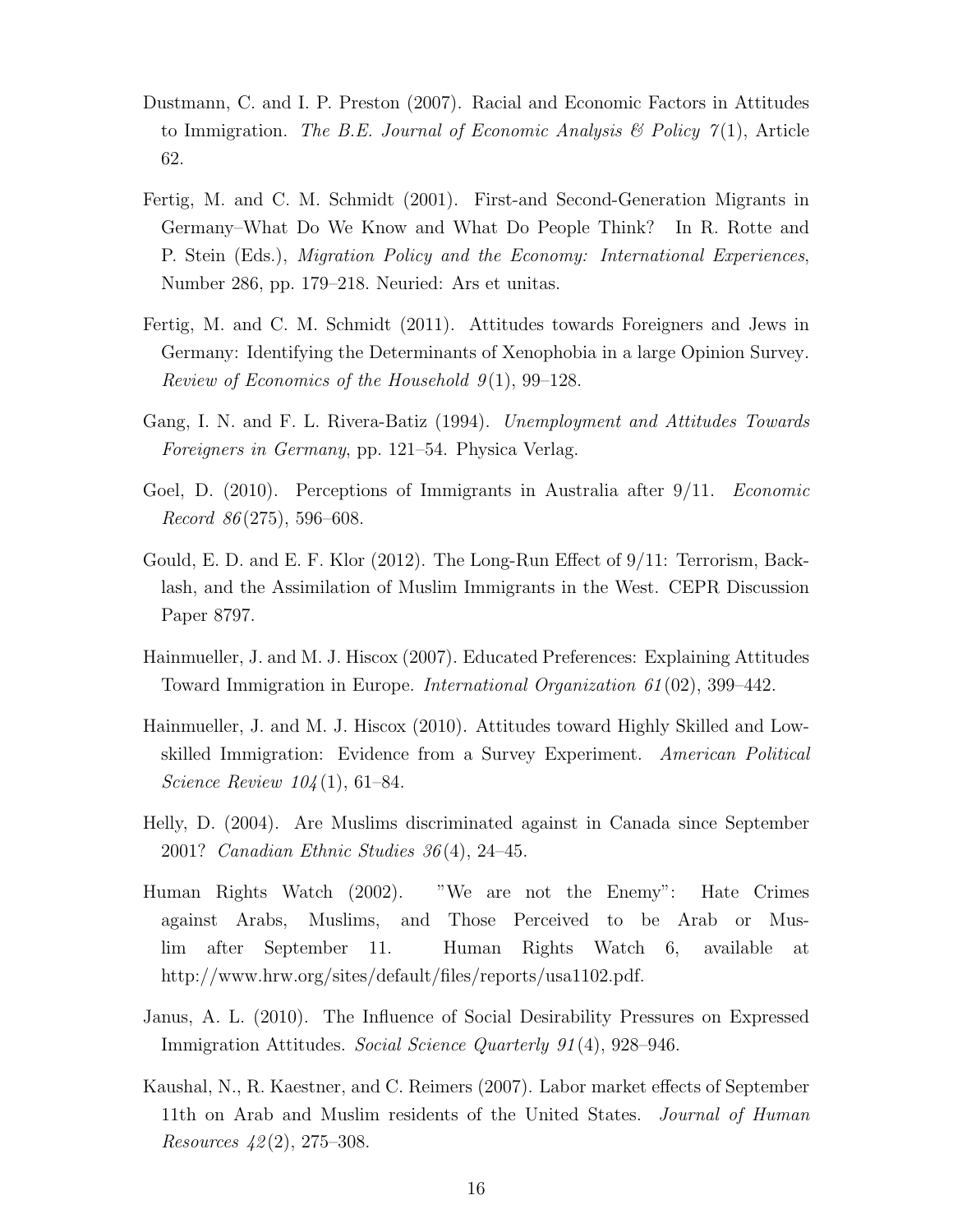Dustmann, C. and I. P. Preston (2007). Racial and Economic Factors in Attitudes to Immigration. *The B.E. Journal of Economic Analysis & Policy 7*(1), Article 62.

Fertig, M. and C. M. Schmidt (2001). First-and Second-Generation Migrants in Germany–What Do We Know and What Do People Think? In R. Rotte and P. Stein (Eds.), *Migration Policy and the Economy: International Experiences*, Number 286, pp. 179–218. Neuried: Ars et unitas.

Fertig, M. and C. M. Schmidt (2011). Attitudes towards Foreigners and Jews in Germany: Identifying the Determinants of Xenophobia in a large Opinion Survey. *Review of Economics of the Household 9*(1), 99–128.

Gang, I. N. and F. L. Rivera-Batiz (1994). *Unemployment and Attitudes Towards Foreigners in Germany*, pp. 121–54. Physica Verlag.

Goel, D. (2010). Perceptions of Immigrants in Australia after 9/11. *Economic Record 86*(275), 596–608.

Gould, E. D. and E. F. Klor (2012). The Long-Run Effect of 9/11: Terrorism, Backlash, and the Assimilation of Muslim Immigrants in the West. CEPR Discussion Paper 8797.

Hainmueller, J. and M. J. Hiscox (2007). Educated Preferences: Explaining Attitudes Toward Immigration in Europe. *International Organization 61*(02), 399–442.

Hainmueller, J. and M. J. Hiscox (2010). Attitudes toward Highly Skilled and Low-skilled Immigration: Evidence from a Survey Experiment. *American Political Science Review 104*(1), 61–84.

Helly, D. (2004). Are Muslims discriminated against in Canada since September 2001? *Canadian Ethnic Studies 36*(4), 24–45.

Human Rights Watch (2002). "We are not the Enemy": Hate Crimes against Arabs, Muslims, and Those Perceived to be Arab or Muslim after September 11. Human Rights Watch 6, available at http://www.hrw.org/sites/default/files/reports/usa1102.pdf.

Janus, A. L. (2010). The Influence of Social Desirability Pressures on Expressed Immigration Attitudes. *Social Science Quarterly 91*(4), 928–946.

Kaushal, N., R. Kaestner, and C. Reimers (2007). Labor market effects of September 11th on Arab and Muslim residents of the United States. *Journal of Human Resources 42*(2), 275–308.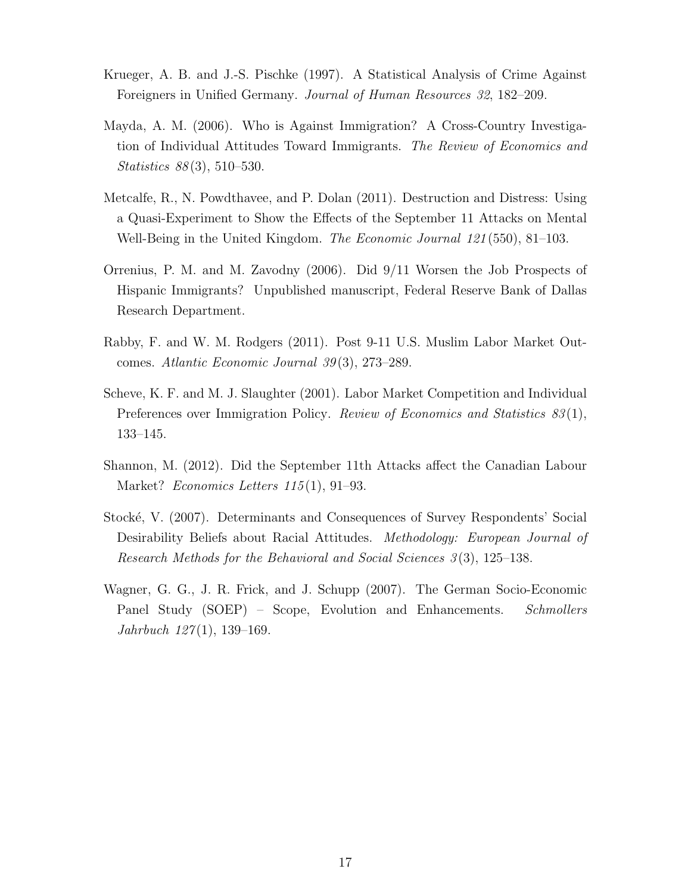Krueger, A. B. and J.-S. Pischke (1997). A Statistical Analysis of Crime Against Foreigners in Unified Germany. *Journal of Human Resources 32*, 182–209.

Mayda, A. M. (2006). Who is Against Immigration? A Cross-Country Investigation of Individual Attitudes Toward Immigrants. *The Review of Economics and Statistics 88*(3), 510–530.

Metcalfe, R., N. Powdthavee, and P. Dolan (2011). Destruction and Distress: Using a Quasi-Experiment to Show the Effects of the September 11 Attacks on Mental Well-Being in the United Kingdom. *The Economic Journal 121*(550), 81–103.

Orrenius, P. M. and M. Zavodny (2006). Did 9/11 Worsen the Job Prospects of Hispanic Immigrants? Unpublished manuscript, Federal Reserve Bank of Dallas Research Department.

Rabby, F. and W. M. Rodgers (2011). Post 9-11 U.S. Muslim Labor Market Outcomes. *Atlantic Economic Journal 39*(3), 273–289.

Scheve, K. F. and M. J. Slaughter (2001). Labor Market Competition and Individual Preferences over Immigration Policy. *Review of Economics and Statistics 83*(1), 133–145.

Shannon, M. (2012). Did the September 11th Attacks affect the Canadian Labour Market? *Economics Letters 115*(1), 91–93.

Stocké, V. (2007). Determinants and Consequences of Survey Respondents' Social Desirability Beliefs about Racial Attitudes. *Methodology: European Journal of Research Methods for the Behavioral and Social Sciences 3*(3), 125–138.

Wagner, G. G., J. R. Frick, and J. Schupp (2007). The German Socio-Economic Panel Study (SOEP) – Scope, Evolution and Enhancements. *Schmollers Jahrbuch 127*(1), 139–169.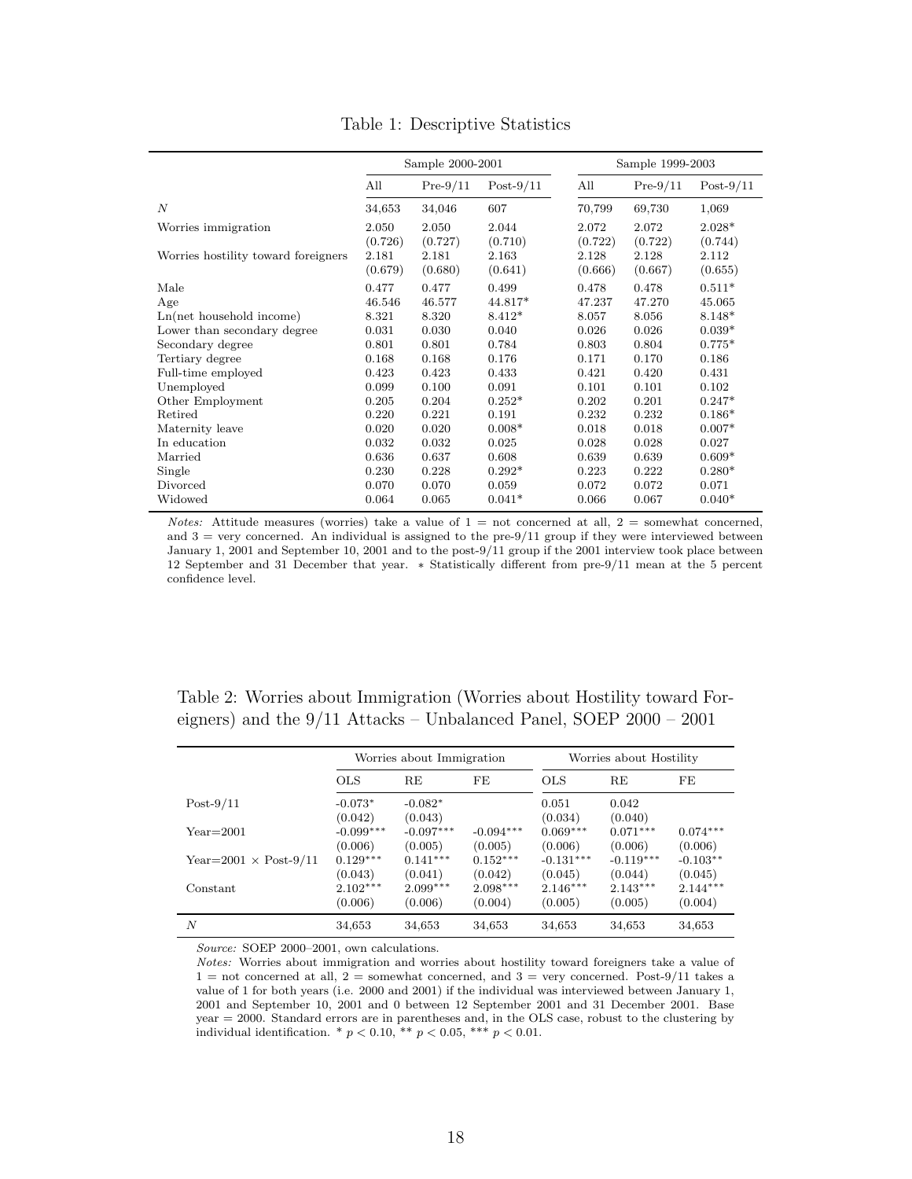Table 1: Descriptive Statistics

| | Sample 2000-2001 | | | Sample 1999-2003 | | |
|---|---|---|---|---|---|---|
| | All | Pre-9/11 | Post-9/11 | All | Pre-9/11 | Post-9/11 |
| $N$ | 34,653 | 34,046 | 607 | 70,799 | 69,730 | 1,069 |
| Worries immigration | 2.050 | 2.050 | 2.044 | 2.072 | 2.072 | 2.028* |
| | (0.726) | (0.727) | (0.710) | (0.722) | (0.722) | (0.744) |
| Worries hostility toward foreigners | 2.181 | 2.181 | 2.163 | 2.128 | 2.128 | 2.112 |
| | (0.679) | (0.680) | (0.641) | (0.666) | (0.667) | (0.655) |
| Male | 0.477 | 0.477 | 0.499 | 0.478 | 0.478 | 0.511* |
| Age | 46.546 | 46.577 | 44.817* | 47.237 | 47.270 | 45.065 |
| Ln(net household income) | 8.321 | 8.320 | 8.412* | 8.057 | 8.056 | 8.148* |
| Lower than secondary degree | 0.031 | 0.030 | 0.040 | 0.026 | 0.026 | 0.039* |
| Secondary degree | 0.801 | 0.801 | 0.784 | 0.803 | 0.804 | 0.775* |
| Tertiary degree | 0.168 | 0.168 | 0.176 | 0.171 | 0.170 | 0.186 |
| Full-time employed | 0.423 | 0.423 | 0.433 | 0.421 | 0.420 | 0.431 |
| Unemployed | 0.099 | 0.100 | 0.091 | 0.101 | 0.101 | 0.102 |
| Other Employment | 0.205 | 0.204 | 0.252* | 0.202 | 0.201 | 0.247* |
| Retired | 0.220 | 0.221 | 0.191 | 0.232 | 0.232 | 0.186* |
| Maternity leave | 0.020 | 0.020 | 0.008* | 0.018 | 0.018 | 0.007* |
| In education | 0.032 | 0.032 | 0.025 | 0.028 | 0.028 | 0.027 |
| Married | 0.636 | 0.637 | 0.608 | 0.639 | 0.639 | 0.609* |
| Single | 0.230 | 0.228 | 0.292* | 0.223 | 0.222 | 0.280* |
| Divorced | 0.070 | 0.070 | 0.059 | 0.072 | 0.072 | 0.071 |
| Widowed | 0.064 | 0.065 | 0.041* | 0.066 | 0.067 | 0.040* |

*Notes:* Attitude measures (worries) take a value of 1 = not concerned at all, 2 = somewhat concerned, and 3 = very concerned. An individual is assigned to the pre-9/11 group if they were interviewed between January 1, 2001 and September 10, 2001 and to the post-9/11 group if the 2001 interview took place between 12 September and 31 December that year. * Statistically different from pre-9/11 mean at the 5 percent confidence level.

Table 2: Worries about Immigration (Worries about Hostility toward Foreigners) and the 9/11 Attacks – Unbalanced Panel, SOEP 2000 – 2001

| | Worries about Immigration | | | Worries about Hostility | | |
|---|---|---|---|---|---|---|
| | OLS | RE | FE | OLS | RE | FE |
| Post-9/11 | -0.073* | -0.082* | | 0.051 | 0.042 | |
| | (0.042) | (0.043) | | (0.034) | (0.040) | |
| Year=2001 | -0.099*** | -0.097*** | -0.094*** | 0.069*** | 0.071*** | 0.074*** |
| | (0.006) | (0.005) | (0.005) | (0.006) | (0.006) | (0.006) |
| Year=2001 × Post-9/11 | 0.129*** | 0.141*** | 0.152*** | -0.131*** | -0.119*** | -0.103** |
| | (0.043) | (0.041) | (0.042) | (0.045) | (0.044) | (0.045) |
| Constant | 2.102*** | 2.099*** | 2.098*** | 2.146*** | 2.143*** | 2.144*** |
| | (0.006) | (0.006) | (0.004) | (0.005) | (0.005) | (0.004) |
| $N$ | 34,653 | 34,653 | 34,653 | 34,653 | 34,653 | 34,653 |

*Source:* SOEP 2000–2001, own calculations.

*Notes:* Worries about immigration and worries about hostility toward foreigners take a value of 1 = not concerned at all, 2 = somewhat concerned, and 3 = very concerned. Post-9/11 takes a value of 1 for both years (i.e. 2000 and 2001) if the individual was interviewed between January 1, 2001 and September 10, 2001 and 0 between 12 September 2001 and 31 December 2001. Base year = 2000. Standard errors are in parentheses and, in the OLS case, robust to the clustering by individual identification. * $p < 0.10$, ** $p < 0.05$, *** $p < 0.01$.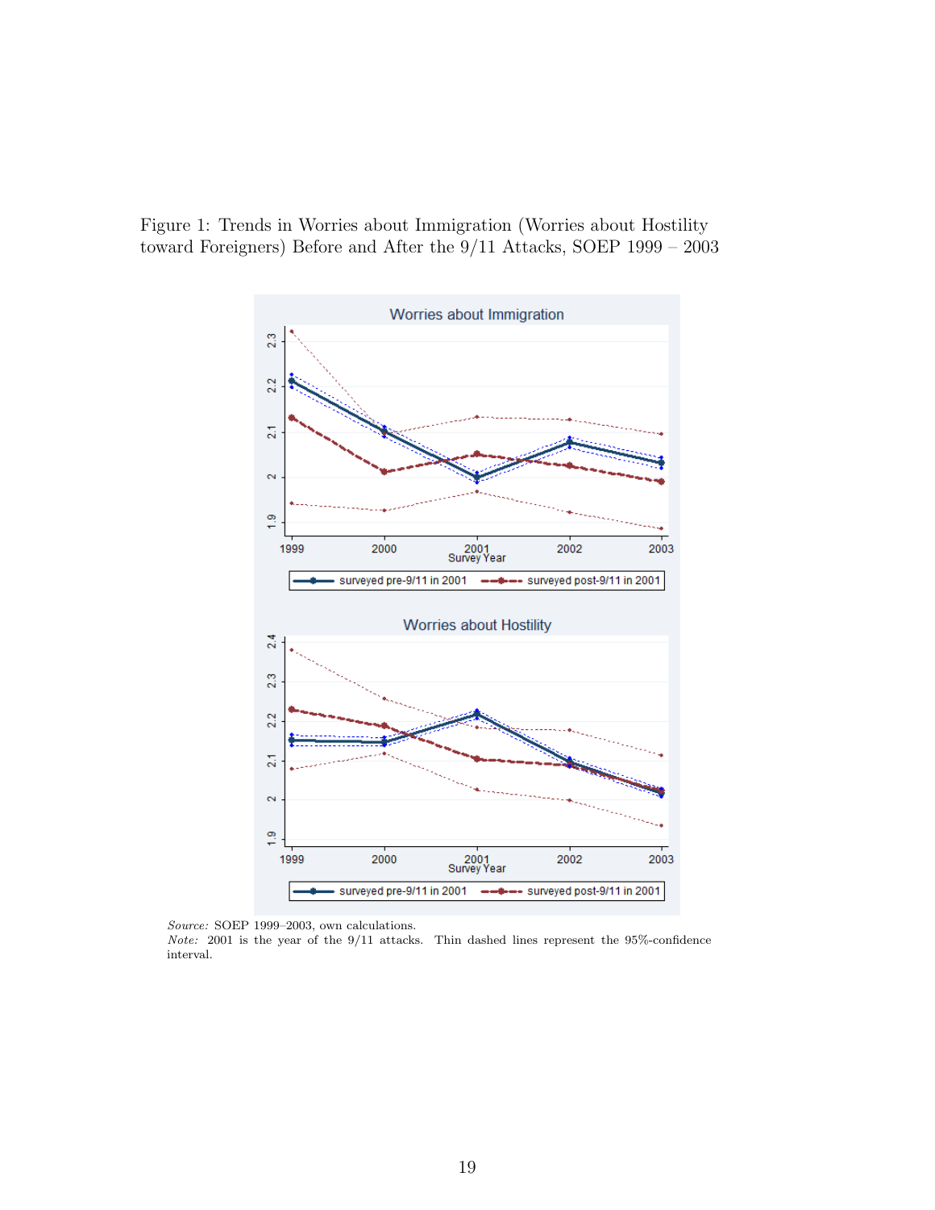Figure 1: Trends in Worries about Immigration (Worries about Hostility toward Foreigners) Before and After the 9/11 Attacks, SOEP 1999 – 2003

*Source:* SOEP 1999–2003, own calculations.
*Note:* 2001 is the year of the 9/11 attacks. Thin dashed lines represent the 95%-confidence interval.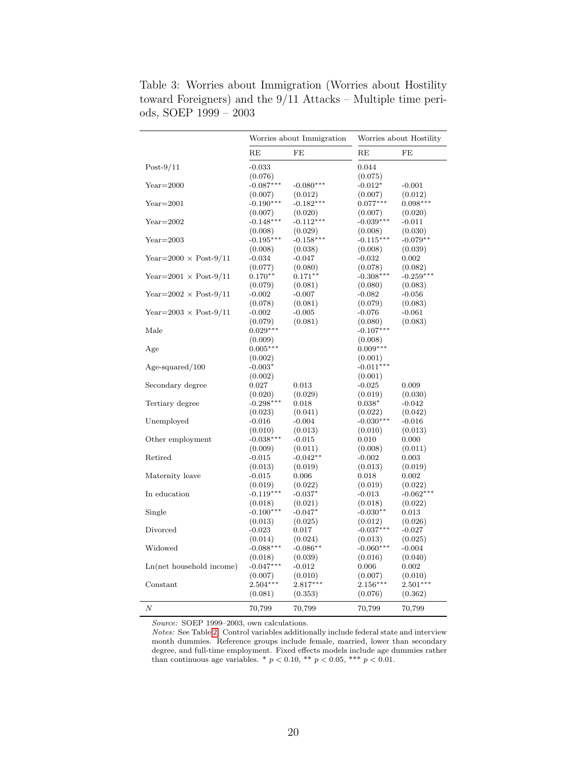Table 3: Worries about Immigration (Worries about Hostility toward Foreigners) and the 9/11 Attacks – Multiple time periods, SOEP 1999 – 2003

| | Worries about Immigration | | Worries about Hostility | |
|---|---|---|---|---|
| | RE | FE | RE | FE |
| Post-9/11 | -0.033 | | 0.044 | |
| | (0.076) | | (0.075) | |
| Year=2000 | -0.087*** | -0.080*** | -0.012* | -0.001 |
| | (0.007) | (0.012) | (0.007) | (0.012) |
| Year=2001 | -0.190*** | -0.182*** | 0.077*** | 0.098*** |
| | (0.007) | (0.020) | (0.007) | (0.020) |
| Year=2002 | -0.148*** | -0.112*** | -0.039*** | -0.011 |
| | (0.008) | (0.029) | (0.008) | (0.030) |
| Year=2003 | -0.195*** | -0.158*** | -0.115*** | -0.079** |
| | (0.008) | (0.038) | (0.008) | (0.039) |
| Year=2000 × Post-9/11 | -0.034 | -0.047 | -0.032 | 0.002 |
| | (0.077) | (0.080) | (0.078) | (0.082) |
| Year=2001 × Post-9/11 | 0.170** | 0.171** | -0.308*** | -0.259*** |
| | (0.079) | (0.081) | (0.080) | (0.083) |
| Year=2002 × Post-9/11 | -0.002 | -0.007 | -0.082 | -0.056 |
| | (0.078) | (0.081) | (0.079) | (0.083) |
| Year=2003 × Post-9/11 | -0.002 | -0.005 | -0.076 | -0.061 |
| | (0.079) | (0.081) | (0.080) | (0.083) |
| Male | 0.029*** | | -0.107*** | |
| | (0.009) | | (0.008) | |
| Age | 0.005*** | | 0.009*** | |
| | (0.002) | | (0.001) | |
| Age-squared/100 | -0.003* | | -0.011*** | |
| | (0.002) | | (0.001) | |
| Secondary degree | 0.027 | 0.013 | -0.025 | 0.009 |
| | (0.020) | (0.029) | (0.019) | (0.030) |
| Tertiary degree | -0.298*** | 0.018 | 0.038* | -0.042 |
| | (0.023) | (0.041) | (0.022) | (0.042) |
| Unemployed | -0.016 | -0.004 | -0.030*** | -0.016 |
| | (0.010) | (0.013) | (0.010) | (0.013) |
| Other employment | -0.038*** | -0.015 | 0.010 | 0.000 |
| | (0.009) | (0.011) | (0.008) | (0.011) |
| Retired | -0.015 | -0.042** | -0.002 | 0.003 |
| | (0.013) | (0.019) | (0.013) | (0.019) |
| Maternity leave | -0.015 | 0.006 | 0.018 | 0.002 |
| | (0.019) | (0.022) | (0.019) | (0.022) |
| In education | -0.119*** | -0.037* | -0.013 | -0.062*** |
| | (0.018) | (0.021) | (0.018) | (0.022) |
| Single | -0.100*** | -0.047* | -0.030** | 0.013 |
| | (0.013) | (0.025) | (0.012) | (0.026) |
| Divorced | -0.023 | 0.017 | -0.037*** | -0.027 |
| | (0.014) | (0.024) | (0.013) | (0.025) |
| Widowed | -0.088*** | -0.086** | -0.060*** | -0.004 |
| | (0.018) | (0.039) | (0.016) | (0.040) |
| Ln(net household income) | -0.047*** | -0.012 | 0.006 | 0.002 |
| | (0.007) | (0.010) | (0.007) | (0.010) |
| Constant | 2.504*** | 2.817*** | 2.156*** | 2.501*** |
| | (0.081) | (0.353) | (0.076) | (0.362) |
| $N$ | 70,799 | 70,799 | 70,799 | 70,799 |

*Source:* SOEP 1999–2003, own calculations.
*Notes:* See Table 2. Control variables additionally include federal state and interview month dummies. Reference groups include female, married, lower than secondary degree, and full-time employment. Fixed effects models include age dummies rather than continuous age variables. * $p < 0.10$, ** $p < 0.05$, *** $p < 0.01$.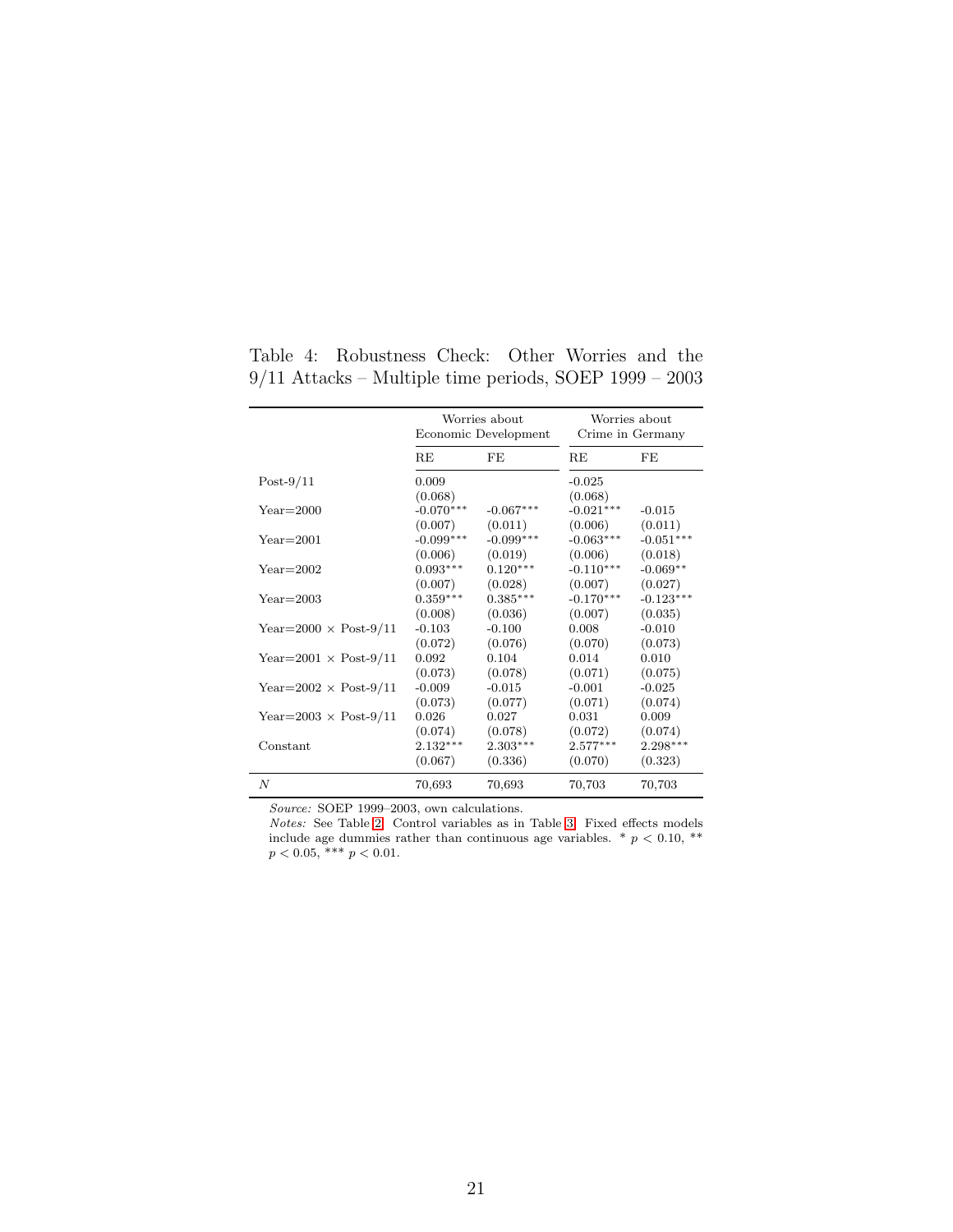Table 4: Robustness Check: Other Worries and the 9/11 Attacks – Multiple time periods, SOEP 1999 – 2003

| | Worries about Economic Development | | Worries about Crime in Germany | |
|---|---|---|---|---|
| | RE | FE | RE | FE |
| Post-9/11 | 0.009 | | -0.025 | |
| | (0.068) | | (0.068) | |
| Year=2000 | -0.070*** | -0.067*** | -0.021*** | -0.015 |
| | (0.007) | (0.011) | (0.006) | (0.011) |
| Year=2001 | -0.099*** | -0.099*** | -0.063*** | -0.051*** |
| | (0.006) | (0.019) | (0.006) | (0.018) |
| Year=2002 | 0.093*** | 0.120*** | -0.110*** | -0.069** |
| | (0.007) | (0.028) | (0.007) | (0.027) |
| Year=2003 | 0.359*** | 0.385*** | -0.170*** | -0.123*** |
| | (0.008) | (0.036) | (0.007) | (0.035) |
| Year=2000 × Post-9/11 | -0.103 | -0.100 | 0.008 | -0.010 |
| | (0.072) | (0.076) | (0.070) | (0.073) |
| Year=2001 × Post-9/11 | 0.092 | 0.104 | 0.014 | 0.010 |
| | (0.073) | (0.078) | (0.071) | (0.075) |
| Year=2002 × Post-9/11 | -0.009 | -0.015 | -0.001 | -0.025 |
| | (0.073) | (0.077) | (0.071) | (0.074) |
| Year=2003 × Post-9/11 | 0.026 | 0.027 | 0.031 | 0.009 |
| | (0.074) | (0.078) | (0.072) | (0.074) |
| Constant | 2.132*** | 2.303*** | 2.577*** | 2.298*** |
| | (0.067) | (0.336) | (0.070) | (0.323) |
| $N$ | 70,693 | 70,693 | 70,703 | 70,703 |

*Source:* SOEP 1999–2003, own calculations.
*Notes:* See Table 2. Control variables as in Table 3. Fixed effects models include age dummies rather than continuous age variables. * $p < 0.10$, ** $p < 0.05$, *** $p < 0.01$.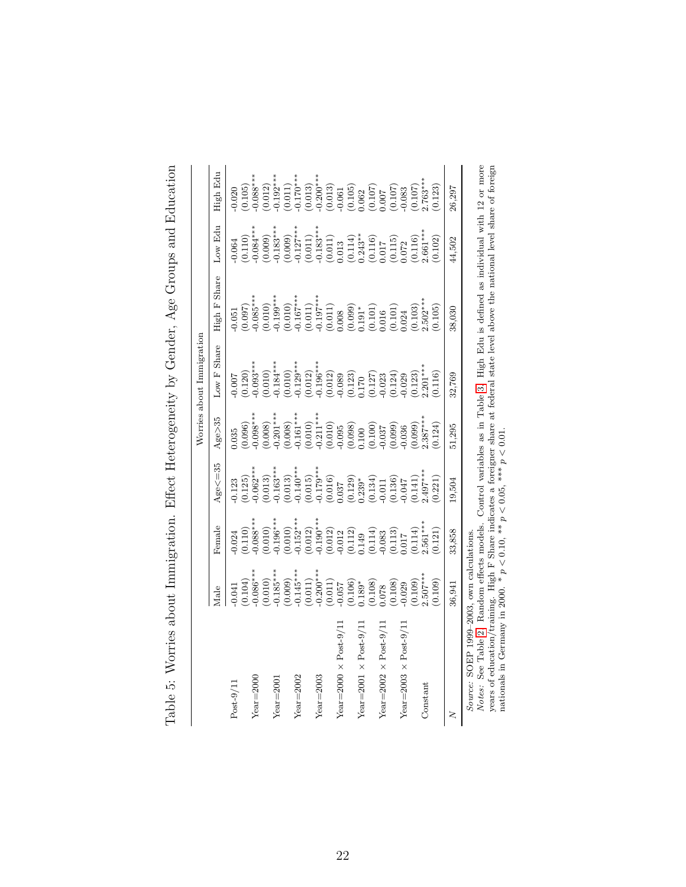Table 5: Worries about Immigration. Effect Heterogeneity by Gender, Age Groups and Education

| | Worries about Immigration | | | | | | | |
|---|---|---|---|---|---|---|---|---|
| | Male | Female | Age<=35 | Age>35 | Low F Share | High F Share | Low Edu | High Edu |
| Post-9/11 | -0.041 | -0.024 | -0.123 | 0.035 | -0.007 | -0.051 | -0.064 | -0.020 |
| | (0.104) | (0.110) | (0.125) | (0.096) | (0.120) | (0.097) | (0.110) | (0.105) |
| Year=2000 | -0.086*** | -0.088*** | -0.062*** | -0.098*** | -0.093*** | -0.085*** | -0.084*** | -0.088*** |
| | (0.010) | (0.010) | (0.013) | (0.008) | (0.010) | (0.010) | (0.009) | (0.012) |
| Year=2001 | -0.185*** | -0.196*** | -0.163*** | -0.201*** | -0.184*** | -0.199*** | -0.183*** | -0.192*** |
| | (0.009) | (0.010) | (0.013) | (0.008) | (0.010) | (0.010) | (0.009) | (0.011) |
| Year=2002 | -0.145*** | -0.152*** | -0.140*** | -0.161*** | -0.129*** | -0.167*** | -0.127*** | -0.170*** |
| | (0.011) | (0.012) | (0.015) | (0.010) | (0.012) | (0.011) | (0.011) | (0.013) |
| Year=2003 | -0.200*** | -0.190*** | -0.179*** | -0.211*** | -0.196*** | -0.197*** | -0.183*** | -0.200*** |
| | (0.011) | (0.012) | (0.016) | (0.010) | (0.012) | (0.011) | (0.011) | (0.013) |
| Year=2000 × Post-9/11 | -0.057 | -0.012 | 0.037 | -0.095 | -0.089 | 0.008 | 0.013 | -0.061 |
| | (0.106) | (0.112) | (0.129) | (0.098) | (0.123) | (0.099) | (0.114) | (0.105) |
| Year=2001 × Post-9/11 | 0.189* | 0.149 | 0.239* | 0.100 | 0.170 | 0.191* | 0.243** | 0.062 |
| | (0.108) | (0.114) | (0.134) | (0.100) | (0.127) | (0.101) | (0.116) | (0.107) |
| Year=2002 × Post-9/11 | 0.078 | -0.083 | -0.011 | -0.037 | -0.023 | 0.016 | 0.017 | 0.007 |
| | (0.108) | (0.113) | (0.136) | (0.099) | (0.124) | (0.101) | (0.115) | (0.107) |
| Year=2003 × Post-9/11 | -0.029 | 0.017 | -0.047 | -0.036 | -0.029 | 0.024 | 0.072 | -0.083 |
| | (0.109) | (0.114) | (0.141) | (0.099) | (0.123) | (0.103) | (0.116) | (0.107) |
| Constant | 2.507*** | 2.561*** | 2.497*** | 2.387*** | 2.201*** | 2.502*** | 2.661*** | 2.763*** |
| | (0.109) | (0.121) | (0.221) | (0.124) | (0.116) | (0.105) | (0.102) | (0.123) |
| $N$ | 36,941 | 33,858 | 19,504 | 51,295 | 32,769 | 38,030 | 44,502 | 26,297 |

*Source:* SOEP 1999–2003, own calculations.
*Notes:* See Table 2. Random effects models. Control variables as in Table 3. High Edu is defined as individual with 12 or more years of education/training. High F Share indicates a foreigner share at federal state level above the national level share of foreign nationals in Germany in 2000. * $p < 0.10$, ** $p < 0.05$, *** $p < 0.01$.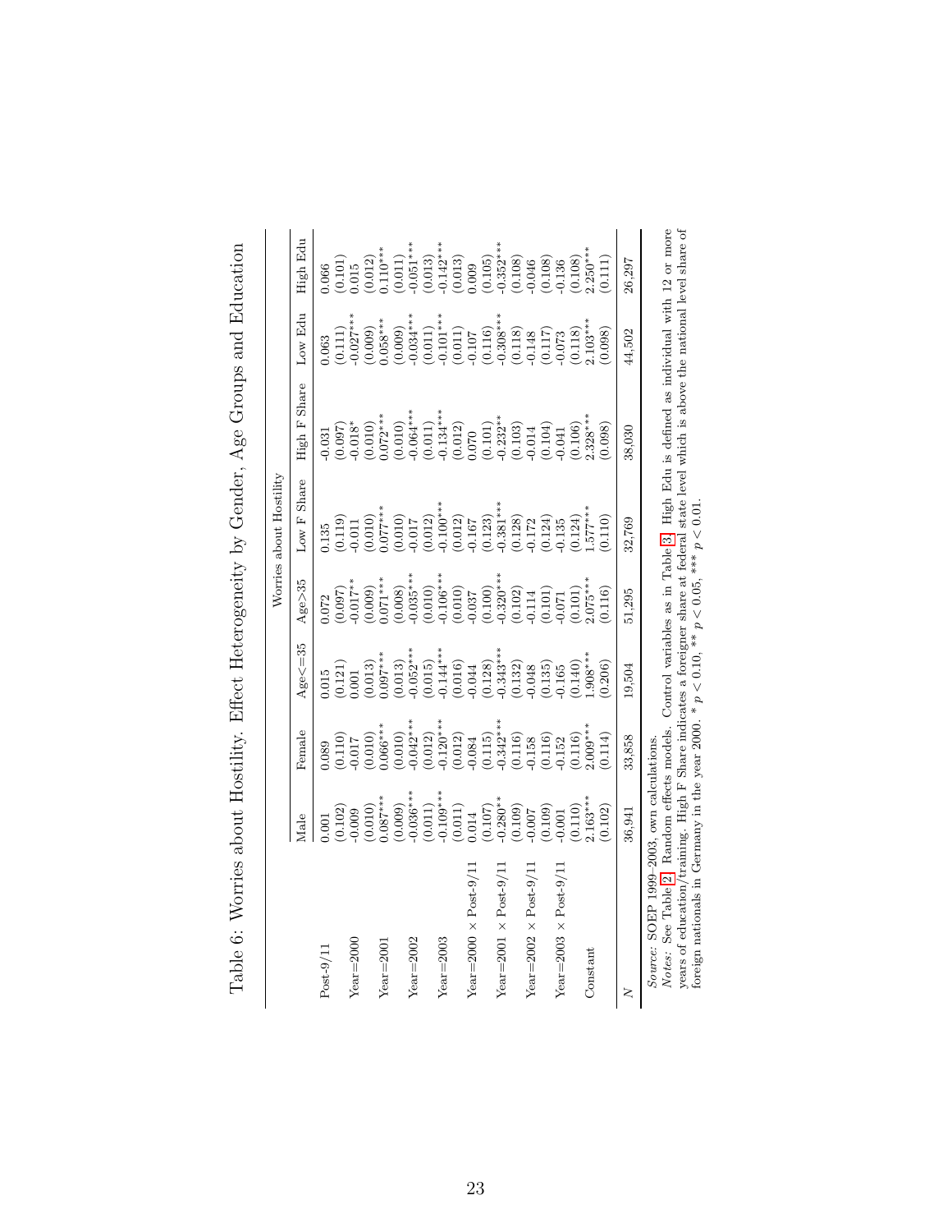Table 6: Worries about Hostility. Effect Heterogeneity by Gender, Age Groups and Education

| | Worries about Hostility | | | | | | | |
|---|---|---|---|---|---|---|---|---|
| | Male | Female | Age<=35 | Age>35 | Low F Share | High F Share | Low Edu | High Edu |
| Post-9/11 | 0.001 | 0.089 | 0.015 | 0.072 | 0.135 | -0.031 | 0.063 | 0.066 |
| | (0.102) | (0.110) | (0.121) | (0.097) | (0.119) | (0.097) | (0.111) | (0.101) |
| Year=2000 | -0.009 | -0.017 | 0.001 | -0.017** | -0.011 | -0.018* | -0.027*** | 0.015 |
| | (0.010) | (0.010) | (0.013) | (0.009) | (0.010) | (0.010) | (0.009) | (0.012) |
| Year=2001 | 0.087*** | 0.066*** | 0.097*** | 0.071*** | 0.077*** | 0.072*** | 0.058*** | 0.110*** |
| | (0.009) | (0.010) | (0.013) | (0.008) | (0.010) | (0.010) | (0.009) | (0.011) |
| Year=2002 | -0.036*** | -0.042*** | -0.052*** | -0.035*** | -0.017 | -0.064*** | -0.034*** | -0.051*** |
| | (0.011) | (0.012) | (0.015) | (0.010) | (0.012) | (0.011) | (0.011) | (0.013) |
| Year=2003 | -0.109*** | -0.120*** | -0.144*** | -0.106*** | -0.100*** | -0.134*** | -0.101*** | -0.142*** |
| | (0.011) | (0.012) | (0.016) | (0.010) | (0.012) | (0.012) | (0.011) | (0.013) |
| Year=2000 × Post-9/11 | 0.014 | -0.084 | -0.044 | -0.037 | -0.167 | 0.070 | -0.107 | 0.009 |
| | (0.107) | (0.115) | (0.128) | (0.100) | (0.123) | (0.101) | (0.116) | (0.105) |
| Year=2001 × Post-9/11 | -0.280** | -0.342*** | -0.343*** | -0.320*** | -0.381*** | -0.232** | -0.308*** | -0.352*** |
| | (0.109) | (0.116) | (0.132) | (0.102) | (0.128) | (0.103) | (0.118) | (0.108) |
| Year=2002 × Post-9/11 | -0.007 | -0.158 | -0.048 | -0.114 | -0.172 | -0.014 | -0.148 | -0.046 |
| | (0.109) | (0.116) | (0.135) | (0.101) | (0.124) | (0.104) | (0.117) | (0.108) |
| Year=2003 × Post-9/11 | -0.001 | -0.152 | -0.165 | -0.071 | -0.135 | -0.041 | -0.073 | -0.136 |
| | (0.110) | (0.116) | (0.140) | (0.101) | (0.124) | (0.106) | (0.118) | (0.108) |
| Constant | 2.163*** | 2.009*** | 1.908*** | 2.075*** | 1.577*** | 2.328*** | 2.103*** | 2.250*** |
| | (0.102) | (0.114) | (0.206) | (0.116) | (0.110) | (0.098) | (0.098) | (0.111) |
| $N$ | 36,941 | 33,858 | 19,504 | 51,295 | 32,769 | 38,030 | 44,502 | 26,297 |

*Source:* SOEP 1999–2003, own calculations.
*Notes:* See Table 2. Random effects models. Control variables as in Table 3. High Edu is defined as individual with 12 or more years of education/training. High F Share indicates a foreigner share at federal state level which is above the national level share of foreign nationals in Germany in the year 2000. * $p < 0.10$, ** $p < 0.05$, *** $p < 0.01$.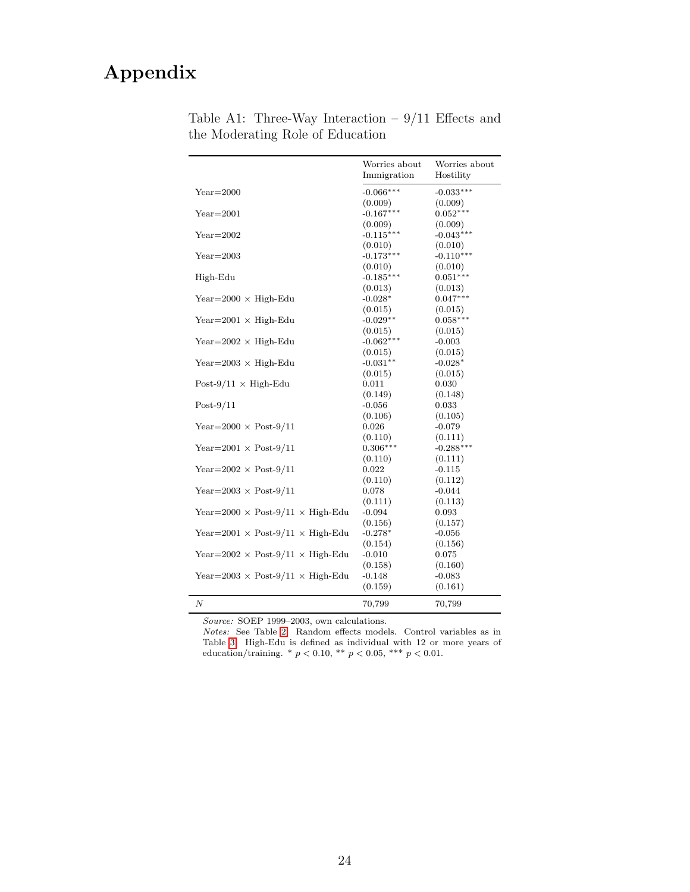# Appendix

Table A1: Three-Way Interaction – 9/11 Effects and the Moderating Role of Education

| | Worries about Immigration | Worries about Hostility |
|---|---|---|
| Year=2000 | -0.066*** | -0.033*** |
| | (0.009) | (0.009) |
| Year=2001 | -0.167*** | 0.052*** |
| | (0.009) | (0.009) |
| Year=2002 | -0.115*** | -0.043*** |
| | (0.010) | (0.010) |
| Year=2003 | -0.173*** | -0.110*** |
| | (0.010) | (0.010) |
| High-Edu | -0.185*** | 0.051*** |
| | (0.013) | (0.013) |
| Year=2000 × High-Edu | -0.028* | 0.047*** |
| | (0.015) | (0.015) |
| Year=2001 × High-Edu | -0.029** | 0.058*** |
| | (0.015) | (0.015) |
| Year=2002 × High-Edu | -0.062*** | -0.003 |
| | (0.015) | (0.015) |
| Year=2003 × High-Edu | -0.031** | -0.028* |
| | (0.015) | (0.015) |
| Post-9/11 × High-Edu | 0.011 | 0.030 |
| | (0.149) | (0.148) |
| Post-9/11 | -0.056 | 0.033 |
| | (0.106) | (0.105) |
| Year=2000 × Post-9/11 | 0.026 | -0.079 |
| | (0.110) | (0.111) |
| Year=2001 × Post-9/11 | 0.306*** | -0.288*** |
| | (0.110) | (0.111) |
| Year=2002 × Post-9/11 | 0.022 | -0.115 |
| | (0.110) | (0.112) |
| Year=2003 × Post-9/11 | 0.078 | -0.044 |
| | (0.111) | (0.113) |
| Year=2000 × Post-9/11 × High-Edu | -0.094 | 0.093 |
| | (0.156) | (0.157) |
| Year=2001 × Post-9/11 × High-Edu | -0.278* | -0.056 |
| | (0.154) | (0.156) |
| Year=2002 × Post-9/11 × High-Edu | -0.010 | 0.075 |
| | (0.158) | (0.160) |
| Year=2003 × Post-9/11 × High-Edu | -0.148 | -0.083 |
| | (0.159) | (0.161) |
| $N$ | 70,799 | 70,799 |

*Source:* SOEP 1999–2003, own calculations.
*Notes:* See Table 2. Random effects models. Control variables as in Table 3. High-Edu is defined as individual with 12 or more years of education/training. * $p < 0.10$, ** $p < 0.05$, *** $p < 0.01$.